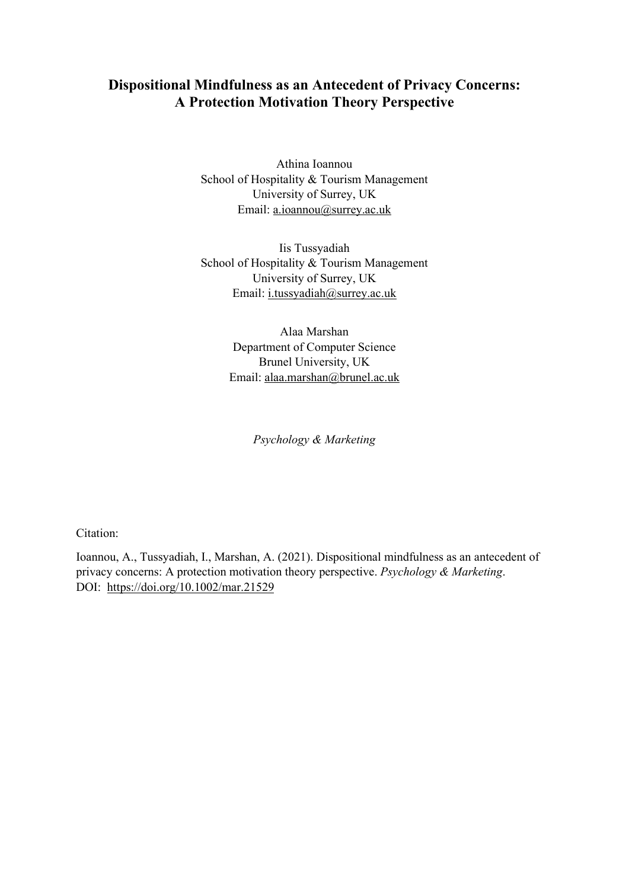# Dispositional Mindfulness as an Antecedent of Privacy Concerns: A Protection Motivation Theory Perspective

Athina Ioannou
School of Hospitality & Tourism Management
University of Surrey, UK
Email: a.ioannou@surrey.ac.uk

Iis Tussyadiah
School of Hospitality & Tourism Management
University of Surrey, UK
Email: i.tussyadiah@surrey.ac.uk

Alaa Marshan
Department of Computer Science
Brunel University, UK
Email: alaa.marshan@brunel.ac.uk

*Psychology & Marketing*

Citation:

Ioannou, A., Tussyadiah, I., Marshan, A. (2021). Dispositional mindfulness as an antecedent of privacy concerns: A protection motivation theory perspective. *Psychology & Marketing*. DOI: https://doi.org/10.1002/mar.21529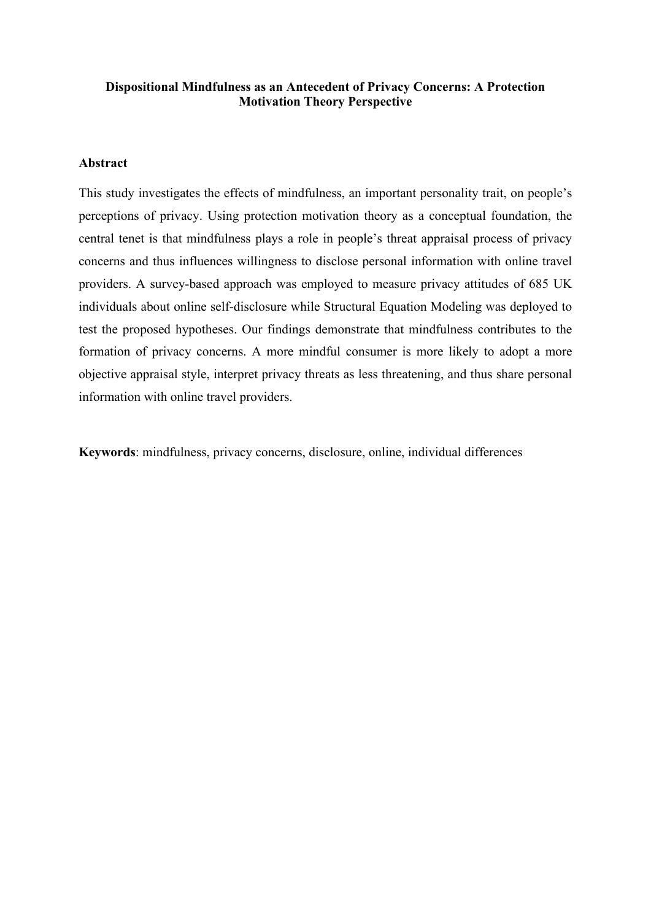# Dispositional Mindfulness as an Antecedent of Privacy Concerns: A Protection Motivation Theory Perspective

## Abstract

This study investigates the effects of mindfulness, an important personality trait, on people's perceptions of privacy. Using protection motivation theory as a conceptual foundation, the central tenet is that mindfulness plays a role in people's threat appraisal process of privacy concerns and thus influences willingness to disclose personal information with online travel providers. A survey-based approach was employed to measure privacy attitudes of 685 UK individuals about online self-disclosure while Structural Equation Modeling was deployed to test the proposed hypotheses. Our findings demonstrate that mindfulness contributes to the formation of privacy concerns. A more mindful consumer is more likely to adopt a more objective appraisal style, interpret privacy threats as less threatening, and thus share personal information with online travel providers.

**Keywords**: mindfulness, privacy concerns, disclosure, online, individual differences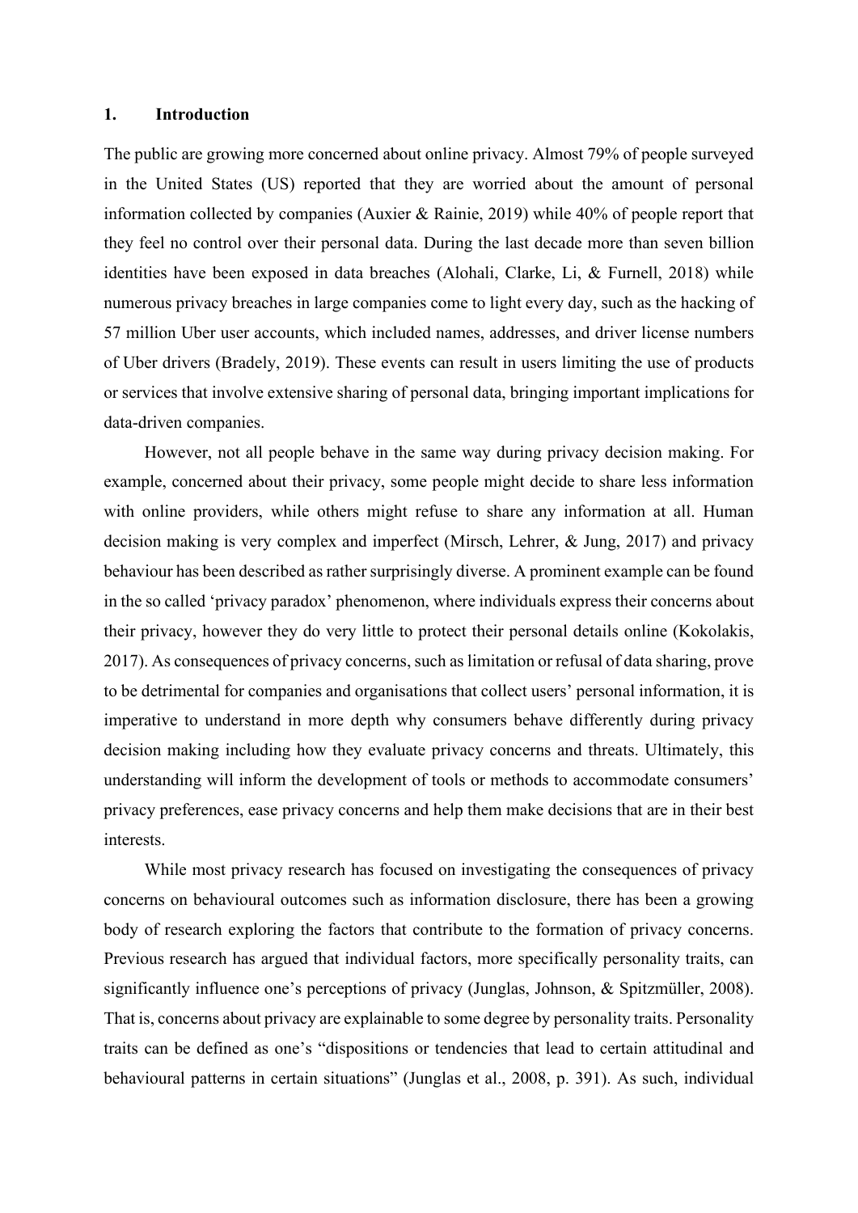## 1. Introduction

The public are growing more concerned about online privacy. Almost 79% of people surveyed in the United States (US) reported that they are worried about the amount of personal information collected by companies (Auxier & Rainie, 2019) while 40% of people report that they feel no control over their personal data. During the last decade more than seven billion identities have been exposed in data breaches (Alohali, Clarke, Li, & Furnell, 2018) while numerous privacy breaches in large companies come to light every day, such as the hacking of 57 million Uber user accounts, which included names, addresses, and driver license numbers of Uber drivers (Bradely, 2019). These events can result in users limiting the use of products or services that involve extensive sharing of personal data, bringing important implications for data-driven companies.

However, not all people behave in the same way during privacy decision making. For example, concerned about their privacy, some people might decide to share less information with online providers, while others might refuse to share any information at all. Human decision making is very complex and imperfect (Mirsch, Lehrer, & Jung, 2017) and privacy behaviour has been described as rather surprisingly diverse. A prominent example can be found in the so called 'privacy paradox' phenomenon, where individuals express their concerns about their privacy, however they do very little to protect their personal details online (Kokolakis, 2017). As consequences of privacy concerns, such as limitation or refusal of data sharing, prove to be detrimental for companies and organisations that collect users' personal information, it is imperative to understand in more depth why consumers behave differently during privacy decision making including how they evaluate privacy concerns and threats. Ultimately, this understanding will inform the development of tools or methods to accommodate consumers' privacy preferences, ease privacy concerns and help them make decisions that are in their best interests.

While most privacy research has focused on investigating the consequences of privacy concerns on behavioural outcomes such as information disclosure, there has been a growing body of research exploring the factors that contribute to the formation of privacy concerns. Previous research has argued that individual factors, more specifically personality traits, can significantly influence one's perceptions of privacy (Junglas, Johnson, & Spitzmüller, 2008). That is, concerns about privacy are explainable to some degree by personality traits. Personality traits can be defined as one's "dispositions or tendencies that lead to certain attitudinal and behavioural patterns in certain situations" (Junglas et al., 2008, p. 391). As such, individual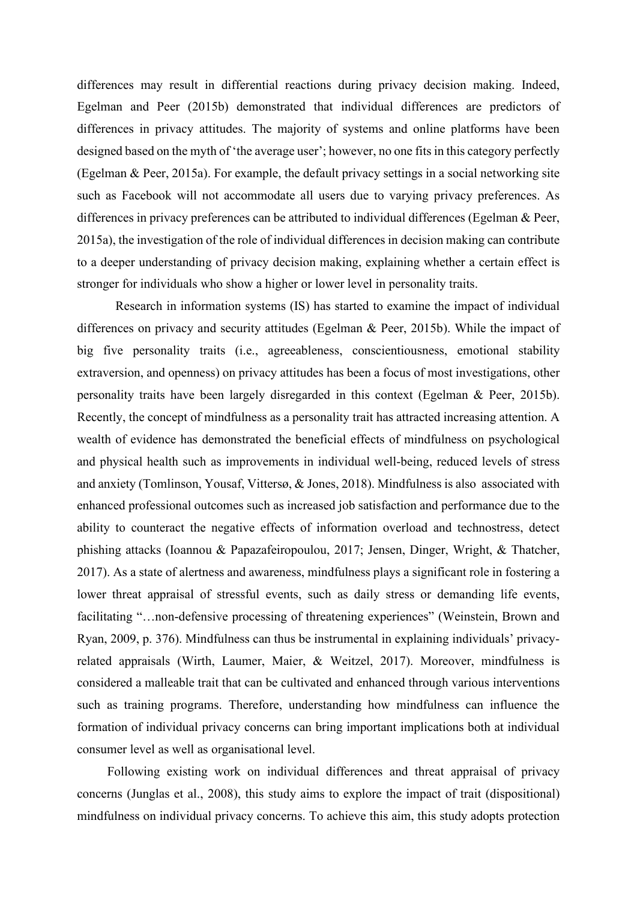differences may result in differential reactions during privacy decision making. Indeed, Egelman and Peer (2015b) demonstrated that individual differences are predictors of differences in privacy attitudes. The majority of systems and online platforms have been designed based on the myth of 'the average user'; however, no one fits in this category perfectly (Egelman & Peer, 2015a). For example, the default privacy settings in a social networking site such as Facebook will not accommodate all users due to varying privacy preferences. As differences in privacy preferences can be attributed to individual differences (Egelman & Peer, 2015a), the investigation of the role of individual differences in decision making can contribute to a deeper understanding of privacy decision making, explaining whether a certain effect is stronger for individuals who show a higher or lower level in personality traits.

Research in information systems (IS) has started to examine the impact of individual differences on privacy and security attitudes (Egelman & Peer, 2015b). While the impact of big five personality traits (i.e., agreeableness, conscientiousness, emotional stability extraversion, and openness) on privacy attitudes has been a focus of most investigations, other personality traits have been largely disregarded in this context (Egelman & Peer, 2015b). Recently, the concept of mindfulness as a personality trait has attracted increasing attention. A wealth of evidence has demonstrated the beneficial effects of mindfulness on psychological and physical health such as improvements in individual well-being, reduced levels of stress and anxiety (Tomlinson, Yousaf, Vittersø, & Jones, 2018). Mindfulness is also associated with enhanced professional outcomes such as increased job satisfaction and performance due to the ability to counteract the negative effects of information overload and technostress, detect phishing attacks (Ioannou & Papazafeiropoulou, 2017; Jensen, Dinger, Wright, & Thatcher, 2017). As a state of alertness and awareness, mindfulness plays a significant role in fostering a lower threat appraisal of stressful events, such as daily stress or demanding life events, facilitating "…non-defensive processing of threatening experiences" (Weinstein, Brown and Ryan, 2009, p. 376). Mindfulness can thus be instrumental in explaining individuals' privacy-related appraisals (Wirth, Laumer, Maier, & Weitzel, 2017). Moreover, mindfulness is considered a malleable trait that can be cultivated and enhanced through various interventions such as training programs. Therefore, understanding how mindfulness can influence the formation of individual privacy concerns can bring important implications both at individual consumer level as well as organisational level.

Following existing work on individual differences and threat appraisal of privacy concerns (Junglas et al., 2008), this study aims to explore the impact of trait (dispositional) mindfulness on individual privacy concerns. To achieve this aim, this study adopts protection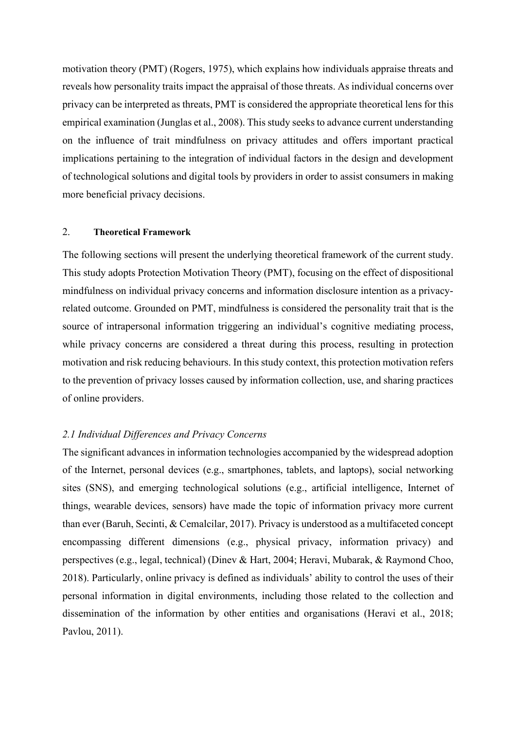motivation theory (PMT) (Rogers, 1975), which explains how individuals appraise threats and reveals how personality traits impact the appraisal of those threats. As individual concerns over privacy can be interpreted as threats, PMT is considered the appropriate theoretical lens for this empirical examination (Junglas et al., 2008). This study seeks to advance current understanding on the influence of trait mindfulness on privacy attitudes and offers important practical implications pertaining to the integration of individual factors in the design and development of technological solutions and digital tools by providers in order to assist consumers in making more beneficial privacy decisions.

## 2. **Theoretical Framework**

The following sections will present the underlying theoretical framework of the current study. This study adopts Protection Motivation Theory (PMT), focusing on the effect of dispositional mindfulness on individual privacy concerns and information disclosure intention as a privacy-related outcome. Grounded on PMT, mindfulness is considered the personality trait that is the source of intrapersonal information triggering an individual's cognitive mediating process, while privacy concerns are considered a threat during this process, resulting in protection motivation and risk reducing behaviours. In this study context, this protection motivation refers to the prevention of privacy losses caused by information collection, use, and sharing practices of online providers.

### *2.1 Individual Differences and Privacy Concerns*

The significant advances in information technologies accompanied by the widespread adoption of the Internet, personal devices (e.g., smartphones, tablets, and laptops), social networking sites (SNS), and emerging technological solutions (e.g., artificial intelligence, Internet of things, wearable devices, sensors) have made the topic of information privacy more current than ever (Baruh, Secinti, & Cemalcilar, 2017). Privacy is understood as a multifaceted concept encompassing different dimensions (e.g., physical privacy, information privacy) and perspectives (e.g., legal, technical) (Dinev & Hart, 2004; Heravi, Mubarak, & Raymond Choo, 2018). Particularly, online privacy is defined as individuals' ability to control the uses of their personal information in digital environments, including those related to the collection and dissemination of the information by other entities and organisations (Heravi et al., 2018; Pavlou, 2011).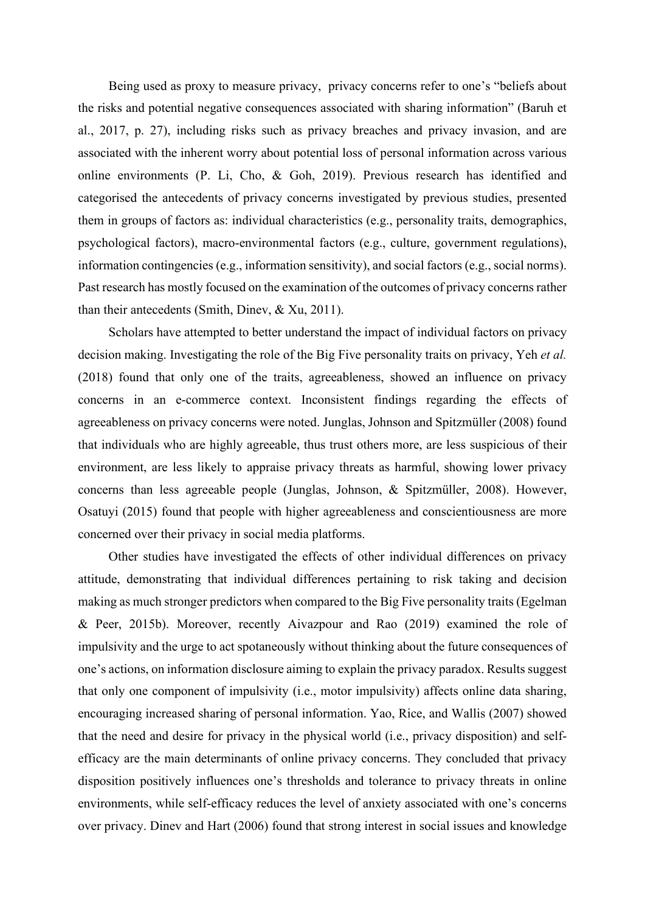Being used as proxy to measure privacy,  privacy concerns refer to one's "beliefs about the risks and potential negative consequences associated with sharing information" (Baruh et al., 2017, p. 27), including risks such as privacy breaches and privacy invasion, and are associated with the inherent worry about potential loss of personal information across various online environments (P. Li, Cho, & Goh, 2019). Previous research has identified and categorised the antecedents of privacy concerns investigated by previous studies, presented them in groups of factors as: individual characteristics (e.g., personality traits, demographics, psychological factors), macro-environmental factors (e.g., culture, government regulations), information contingencies (e.g., information sensitivity), and social factors (e.g., social norms). Past research has mostly focused on the examination of the outcomes of privacy concerns rather than their antecedents (Smith, Dinev, & Xu, 2011).

Scholars have attempted to better understand the impact of individual factors on privacy decision making. Investigating the role of the Big Five personality traits on privacy, Yeh *et al.* (2018) found that only one of the traits, agreeableness, showed an influence on privacy concerns in an e-commerce context. Inconsistent findings regarding the effects of agreeableness on privacy concerns were noted. Junglas, Johnson and Spitzmüller (2008) found that individuals who are highly agreeable, thus trust others more, are less suspicious of their environment, are less likely to appraise privacy threats as harmful, showing lower privacy concerns than less agreeable people (Junglas, Johnson, & Spitzmüller, 2008). However, Osatuyi (2015) found that people with higher agreeableness and conscientiousness are more concerned over their privacy in social media platforms.

Other studies have investigated the effects of other individual differences on privacy attitude, demonstrating that individual differences pertaining to risk taking and decision making as much stronger predictors when compared to the Big Five personality traits (Egelman & Peer, 2015b). Moreover, recently Aivazpour and Rao (2019) examined the role of impulsivity and the urge to act spotaneously without thinking about the future consequences of one's actions, on information disclosure aiming to explain the privacy paradox. Results suggest that only one component of impulsivity (i.e., motor impulsivity) affects online data sharing, encouraging increased sharing of personal information. Yao, Rice, and Wallis (2007) showed that the need and desire for privacy in the physical world (i.e., privacy disposition) and self-efficacy are the main determinants of online privacy concerns. They concluded that privacy disposition positively influences one's thresholds and tolerance to privacy threats in online environments, while self-efficacy reduces the level of anxiety associated with one's concerns over privacy. Dinev and Hart (2006) found that strong interest in social issues and knowledge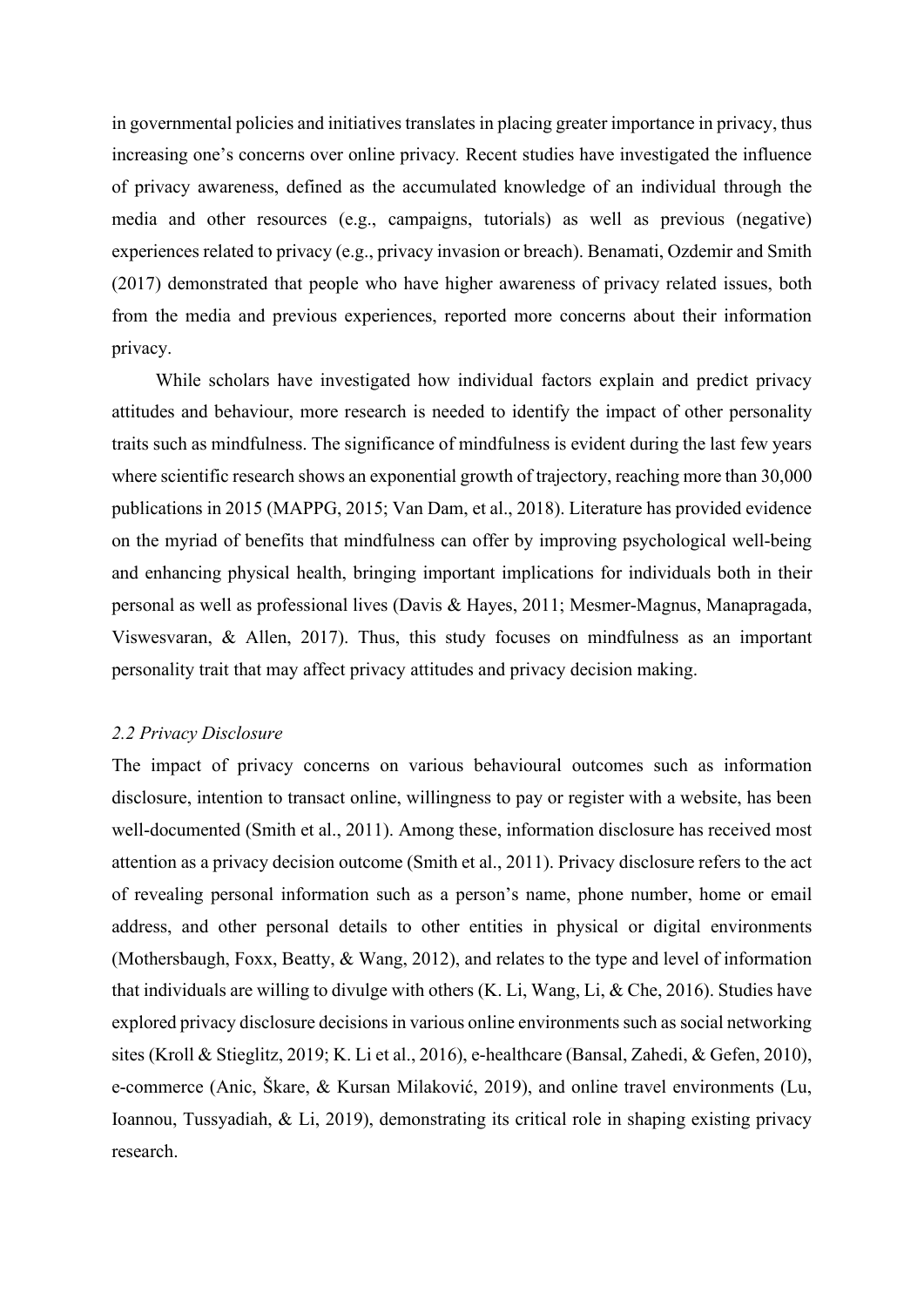in governmental policies and initiatives translates in placing greater importance in privacy, thus increasing one's concerns over online privacy. Recent studies have investigated the influence of privacy awareness, defined as the accumulated knowledge of an individual through the media and other resources (e.g., campaigns, tutorials) as well as previous (negative) experiences related to privacy (e.g., privacy invasion or breach). Benamati, Ozdemir and Smith (2017) demonstrated that people who have higher awareness of privacy related issues, both from the media and previous experiences, reported more concerns about their information privacy.

While scholars have investigated how individual factors explain and predict privacy attitudes and behaviour, more research is needed to identify the impact of other personality traits such as mindfulness. The significance of mindfulness is evident during the last few years where scientific research shows an exponential growth of trajectory, reaching more than 30,000 publications in 2015 (MAPPG, 2015; Van Dam, et al., 2018). Literature has provided evidence on the myriad of benefits that mindfulness can offer by improving psychological well-being and enhancing physical health, bringing important implications for individuals both in their personal as well as professional lives (Davis & Hayes, 2011; Mesmer-Magnus, Manapragada, Viswesvaran, & Allen, 2017). Thus, this study focuses on mindfulness as an important personality trait that may affect privacy attitudes and privacy decision making.

### *2.2 Privacy Disclosure*

The impact of privacy concerns on various behavioural outcomes such as information disclosure, intention to transact online, willingness to pay or register with a website, has been well-documented (Smith et al., 2011). Among these, information disclosure has received most attention as a privacy decision outcome (Smith et al., 2011). Privacy disclosure refers to the act of revealing personal information such as a person's name, phone number, home or email address, and other personal details to other entities in physical or digital environments (Mothersbaugh, Foxx, Beatty, & Wang, 2012), and relates to the type and level of information that individuals are willing to divulge with others (K. Li, Wang, Li, & Che, 2016). Studies have explored privacy disclosure decisions in various online environments such as social networking sites (Kroll & Stieglitz, 2019; K. Li et al., 2016), e-healthcare (Bansal, Zahedi, & Gefen, 2010), e-commerce (Anic, Škare, & Kursan Milaković, 2019), and online travel environments (Lu, Ioannou, Tussyadiah, & Li, 2019), demonstrating its critical role in shaping existing privacy research.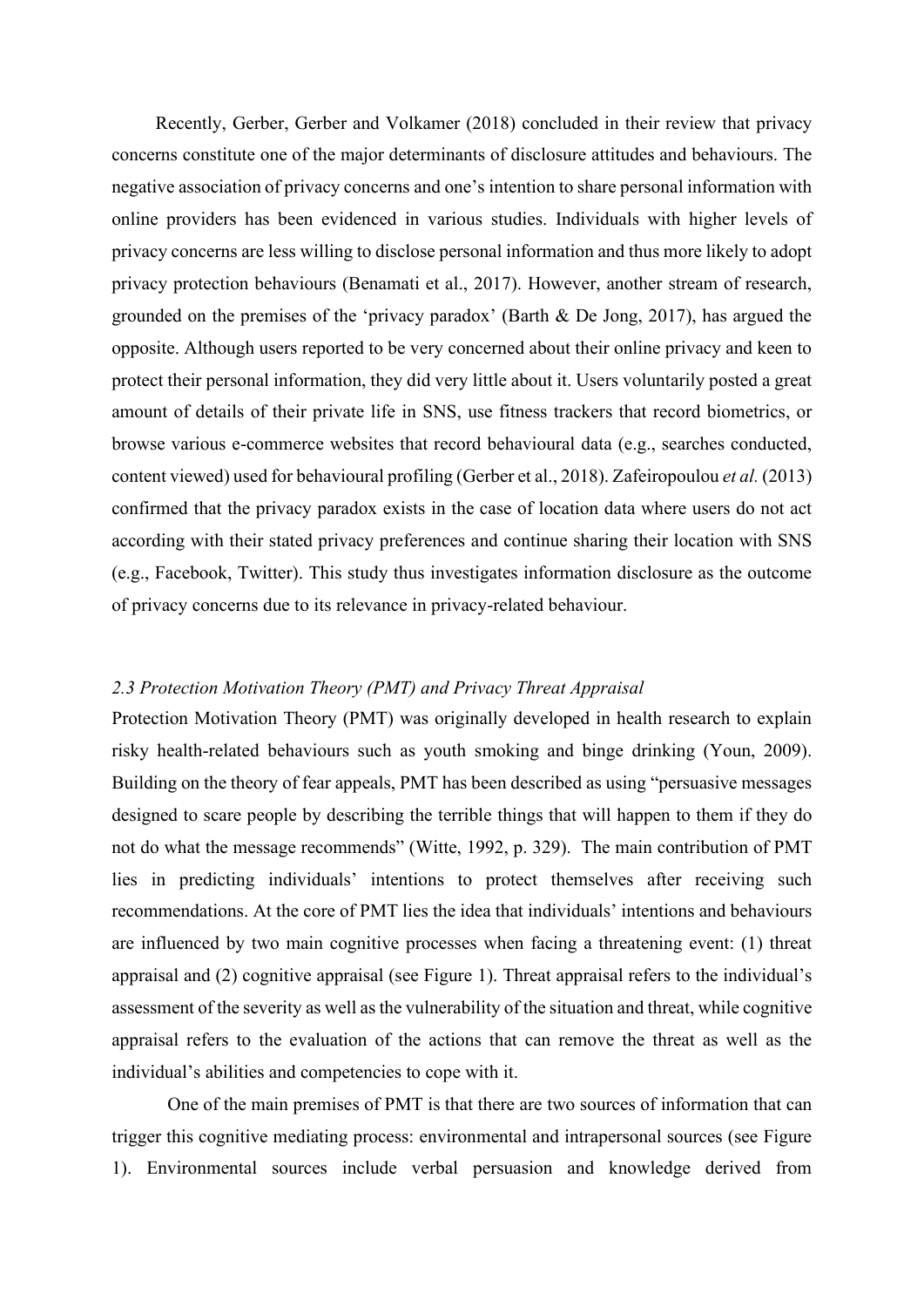Recently, Gerber, Gerber and Volkamer (2018) concluded in their review that privacy concerns constitute one of the major determinants of disclosure attitudes and behaviours. The negative association of privacy concerns and one's intention to share personal information with online providers has been evidenced in various studies. Individuals with higher levels of privacy concerns are less willing to disclose personal information and thus more likely to adopt privacy protection behaviours (Benamati et al., 2017). However, another stream of research, grounded on the premises of the 'privacy paradox' (Barth & De Jong, 2017), has argued the opposite. Although users reported to be very concerned about their online privacy and keen to protect their personal information, they did very little about it. Users voluntarily posted a great amount of details of their private life in SNS, use fitness trackers that record biometrics, or browse various e-commerce websites that record behavioural data (e.g., searches conducted, content viewed) used for behavioural profiling (Gerber et al., 2018). Zafeiropoulou *et al.* (2013) confirmed that the privacy paradox exists in the case of location data where users do not act according with their stated privacy preferences and continue sharing their location with SNS (e.g., Facebook, Twitter). This study thus investigates information disclosure as the outcome of privacy concerns due to its relevance in privacy-related behaviour.

### *2.3 Protection Motivation Theory (PMT) and Privacy Threat Appraisal*

Protection Motivation Theory (PMT) was originally developed in health research to explain risky health-related behaviours such as youth smoking and binge drinking (Youn, 2009). Building on the theory of fear appeals, PMT has been described as using "persuasive messages designed to scare people by describing the terrible things that will happen to them if they do not do what the message recommends" (Witte, 1992, p. 329). The main contribution of PMT lies in predicting individuals' intentions to protect themselves after receiving such recommendations. At the core of PMT lies the idea that individuals' intentions and behaviours are influenced by two main cognitive processes when facing a threatening event: (1) threat appraisal and (2) cognitive appraisal (see Figure 1). Threat appraisal refers to the individual's assessment of the severity as well as the vulnerability of the situation and threat, while cognitive appraisal refers to the evaluation of the actions that can remove the threat as well as the individual's abilities and competencies to cope with it.

One of the main premises of PMT is that there are two sources of information that can trigger this cognitive mediating process: environmental and intrapersonal sources (see Figure 1). Environmental sources include verbal persuasion and knowledge derived from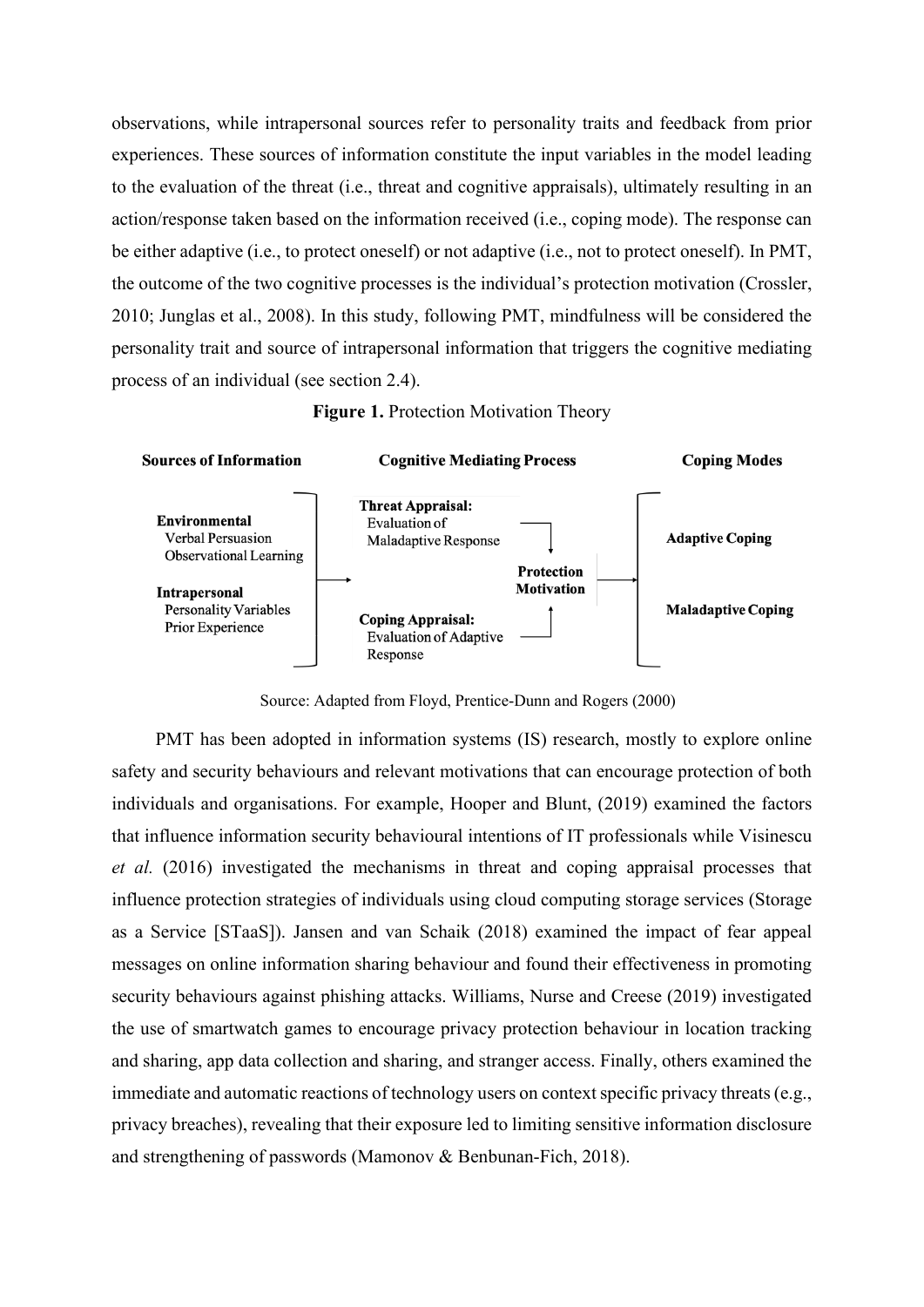observations, while intrapersonal sources refer to personality traits and feedback from prior experiences. These sources of information constitute the input variables in the model leading to the evaluation of the threat (i.e., threat and cognitive appraisals), ultimately resulting in an action/response taken based on the information received (i.e., coping mode). The response can be either adaptive (i.e., to protect oneself) or not adaptive (i.e., not to protect oneself). In PMT, the outcome of the two cognitive processes is the individual's protection motivation (Crossler, 2010; Junglas et al., 2008). In this study, following PMT, mindfulness will be considered the personality trait and source of intrapersonal information that triggers the cognitive mediating process of an individual (see section 2.4).

**Figure 1.** Protection Motivation Theory

| Sources of Information | Cognitive Mediating Process | | Coping Modes |
|---|---|---|---|
| **Environmental** Verbal Persuasion, Observational Learning | **Threat Appraisal:** Evaluation of Maladaptive Response | **Protection Motivation** | **Adaptive Coping** |
| **Intrapersonal** Personality Variables, Prior Experience | **Coping Appraisal:** Evaluation of Adaptive Response | | **Maladaptive Coping** |

Source: Adapted from Floyd, Prentice-Dunn and Rogers (2000)

PMT has been adopted in information systems (IS) research, mostly to explore online safety and security behaviours and relevant motivations that can encourage protection of both individuals and organisations. For example, Hooper and Blunt, (2019) examined the factors that influence information security behavioural intentions of IT professionals while Visinescu *et al.* (2016) investigated the mechanisms in threat and coping appraisal processes that influence protection strategies of individuals using cloud computing storage services (Storage as a Service [STaaS]). Jansen and van Schaik (2018) examined the impact of fear appeal messages on online information sharing behaviour and found their effectiveness in promoting security behaviours against phishing attacks. Williams, Nurse and Creese (2019) investigated the use of smartwatch games to encourage privacy protection behaviour in location tracking and sharing, app data collection and sharing, and stranger access. Finally, others examined the immediate and automatic reactions of technology users on context specific privacy threats (e.g., privacy breaches), revealing that their exposure led to limiting sensitive information disclosure and strengthening of passwords (Mamonov & Benbunan-Fich, 2018).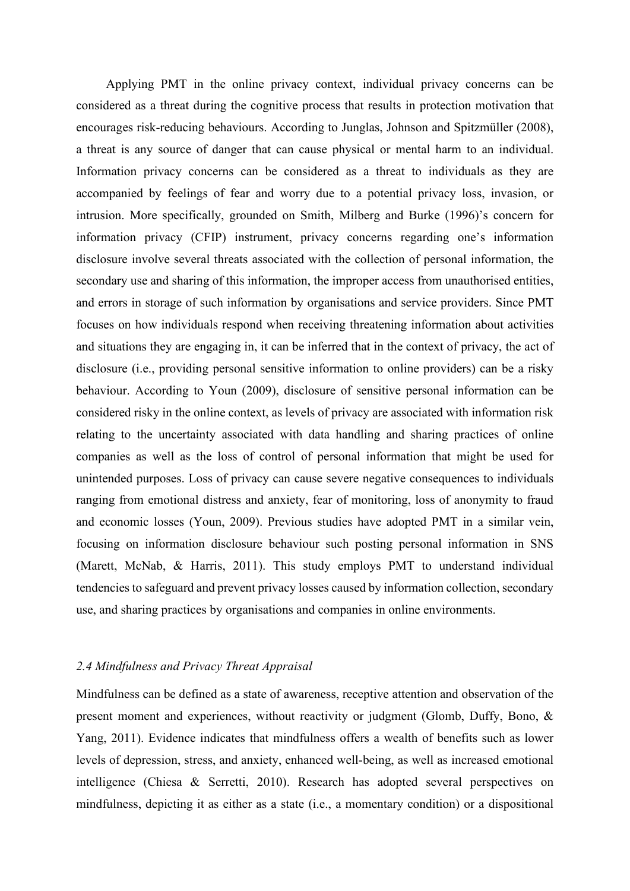Applying PMT in the online privacy context, individual privacy concerns can be considered as a threat during the cognitive process that results in protection motivation that encourages risk-reducing behaviours. According to Junglas, Johnson and Spitzmüller (2008), a threat is any source of danger that can cause physical or mental harm to an individual. Information privacy concerns can be considered as a threat to individuals as they are accompanied by feelings of fear and worry due to a potential privacy loss, invasion, or intrusion. More specifically, grounded on Smith, Milberg and Burke (1996)'s concern for information privacy (CFIP) instrument, privacy concerns regarding one's information disclosure involve several threats associated with the collection of personal information, the secondary use and sharing of this information, the improper access from unauthorised entities, and errors in storage of such information by organisations and service providers. Since PMT focuses on how individuals respond when receiving threatening information about activities and situations they are engaging in, it can be inferred that in the context of privacy, the act of disclosure (i.e., providing personal sensitive information to online providers) can be a risky behaviour. According to Youn (2009), disclosure of sensitive personal information can be considered risky in the online context, as levels of privacy are associated with information risk relating to the uncertainty associated with data handling and sharing practices of online companies as well as the loss of control of personal information that might be used for unintended purposes. Loss of privacy can cause severe negative consequences to individuals ranging from emotional distress and anxiety, fear of monitoring, loss of anonymity to fraud and economic losses (Youn, 2009). Previous studies have adopted PMT in a similar vein, focusing on information disclosure behaviour such posting personal information in SNS (Marett, McNab, & Harris, 2011). This study employs PMT to understand individual tendencies to safeguard and prevent privacy losses caused by information collection, secondary use, and sharing practices by organisations and companies in online environments.

### *2.4 Mindfulness and Privacy Threat Appraisal*

Mindfulness can be defined as a state of awareness, receptive attention and observation of the present moment and experiences, without reactivity or judgment (Glomb, Duffy, Bono, & Yang, 2011). Evidence indicates that mindfulness offers a wealth of benefits such as lower levels of depression, stress, and anxiety, enhanced well-being, as well as increased emotional intelligence (Chiesa & Serretti, 2010). Research has adopted several perspectives on mindfulness, depicting it as either as a state (i.e., a momentary condition) or a dispositional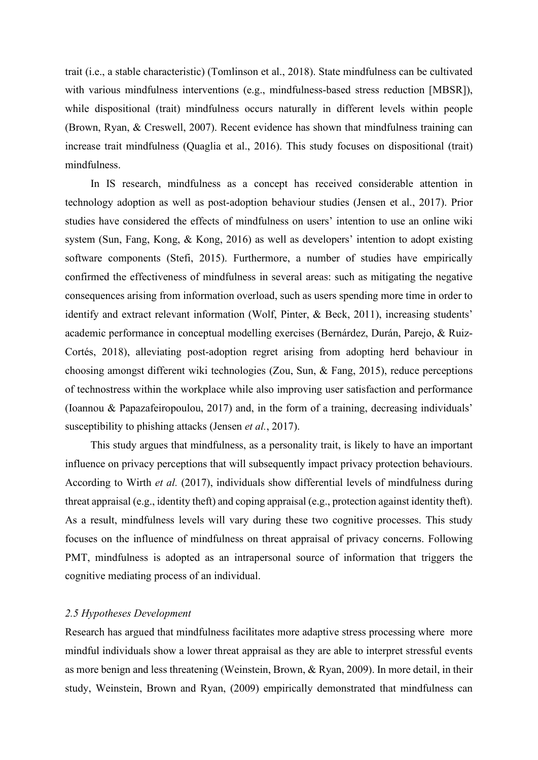trait (i.e., a stable characteristic) (Tomlinson et al., 2018). State mindfulness can be cultivated with various mindfulness interventions (e.g., mindfulness-based stress reduction [MBSR]), while dispositional (trait) mindfulness occurs naturally in different levels within people (Brown, Ryan, & Creswell, 2007). Recent evidence has shown that mindfulness training can increase trait mindfulness (Quaglia et al., 2016). This study focuses on dispositional (trait) mindfulness.

In IS research, mindfulness as a concept has received considerable attention in technology adoption as well as post-adoption behaviour studies (Jensen et al., 2017). Prior studies have considered the effects of mindfulness on users' intention to use an online wiki system (Sun, Fang, Kong, & Kong, 2016) as well as developers' intention to adopt existing software components (Stefi, 2015). Furthermore, a number of studies have empirically confirmed the effectiveness of mindfulness in several areas: such as mitigating the negative consequences arising from information overload, such as users spending more time in order to identify and extract relevant information (Wolf, Pinter, & Beck, 2011), increasing students' academic performance in conceptual modelling exercises (Bernárdez, Durán, Parejo, & Ruiz-Cortés, 2018), alleviating post-adoption regret arising from adopting herd behaviour in choosing amongst different wiki technologies (Zou, Sun, & Fang, 2015), reduce perceptions of technostress within the workplace while also improving user satisfaction and performance (Ioannou & Papazafeiropoulou, 2017) and, in the form of a training, decreasing individuals' susceptibility to phishing attacks (Jensen *et al.*, 2017).

This study argues that mindfulness, as a personality trait, is likely to have an important influence on privacy perceptions that will subsequently impact privacy protection behaviours. According to Wirth *et al.* (2017), individuals show differential levels of mindfulness during threat appraisal (e.g., identity theft) and coping appraisal (e.g., protection against identity theft). As a result, mindfulness levels will vary during these two cognitive processes. This study focuses on the influence of mindfulness on threat appraisal of privacy concerns. Following PMT, mindfulness is adopted as an intrapersonal source of information that triggers the cognitive mediating process of an individual.

### *2.5 Hypotheses Development*

Research has argued that mindfulness facilitates more adaptive stress processing where more mindful individuals show a lower threat appraisal as they are able to interpret stressful events as more benign and less threatening (Weinstein, Brown, & Ryan, 2009). In more detail, in their study, Weinstein, Brown and Ryan, (2009) empirically demonstrated that mindfulness can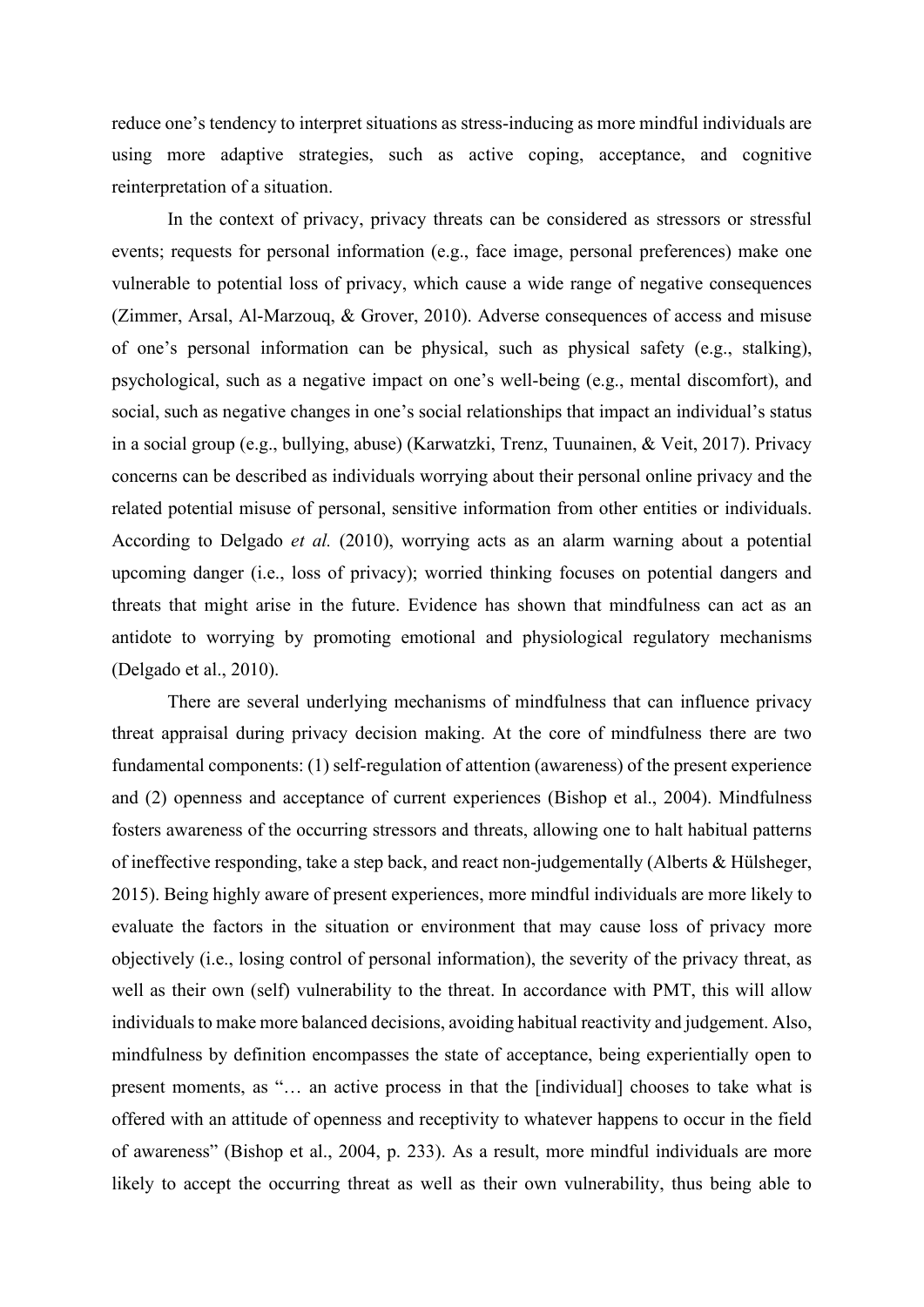reduce one's tendency to interpret situations as stress-inducing as more mindful individuals are using more adaptive strategies, such as active coping, acceptance, and cognitive reinterpretation of a situation.

In the context of privacy, privacy threats can be considered as stressors or stressful events; requests for personal information (e.g., face image, personal preferences) make one vulnerable to potential loss of privacy, which cause a wide range of negative consequences (Zimmer, Arsal, Al-Marzouq, & Grover, 2010). Adverse consequences of access and misuse of one's personal information can be physical, such as physical safety (e.g., stalking), psychological, such as a negative impact on one's well-being (e.g., mental discomfort), and social, such as negative changes in one's social relationships that impact an individual's status in a social group (e.g., bullying, abuse) (Karwatzki, Trenz, Tuunainen, & Veit, 2017). Privacy concerns can be described as individuals worrying about their personal online privacy and the related potential misuse of personal, sensitive information from other entities or individuals. According to Delgado *et al.* (2010), worrying acts as an alarm warning about a potential upcoming danger (i.e., loss of privacy); worried thinking focuses on potential dangers and threats that might arise in the future. Evidence has shown that mindfulness can act as an antidote to worrying by promoting emotional and physiological regulatory mechanisms (Delgado et al., 2010).

There are several underlying mechanisms of mindfulness that can influence privacy threat appraisal during privacy decision making. At the core of mindfulness there are two fundamental components: (1) self-regulation of attention (awareness) of the present experience and (2) openness and acceptance of current experiences (Bishop et al., 2004). Mindfulness fosters awareness of the occurring stressors and threats, allowing one to halt habitual patterns of ineffective responding, take a step back, and react non-judgementally (Alberts & Hülsheger, 2015). Being highly aware of present experiences, more mindful individuals are more likely to evaluate the factors in the situation or environment that may cause loss of privacy more objectively (i.e., losing control of personal information), the severity of the privacy threat, as well as their own (self) vulnerability to the threat. In accordance with PMT, this will allow individuals to make more balanced decisions, avoiding habitual reactivity and judgement. Also, mindfulness by definition encompasses the state of acceptance, being experientially open to present moments, as "… an active process in that the [individual] chooses to take what is offered with an attitude of openness and receptivity to whatever happens to occur in the field of awareness" (Bishop et al., 2004, p. 233). As a result, more mindful individuals are more likely to accept the occurring threat as well as their own vulnerability, thus being able to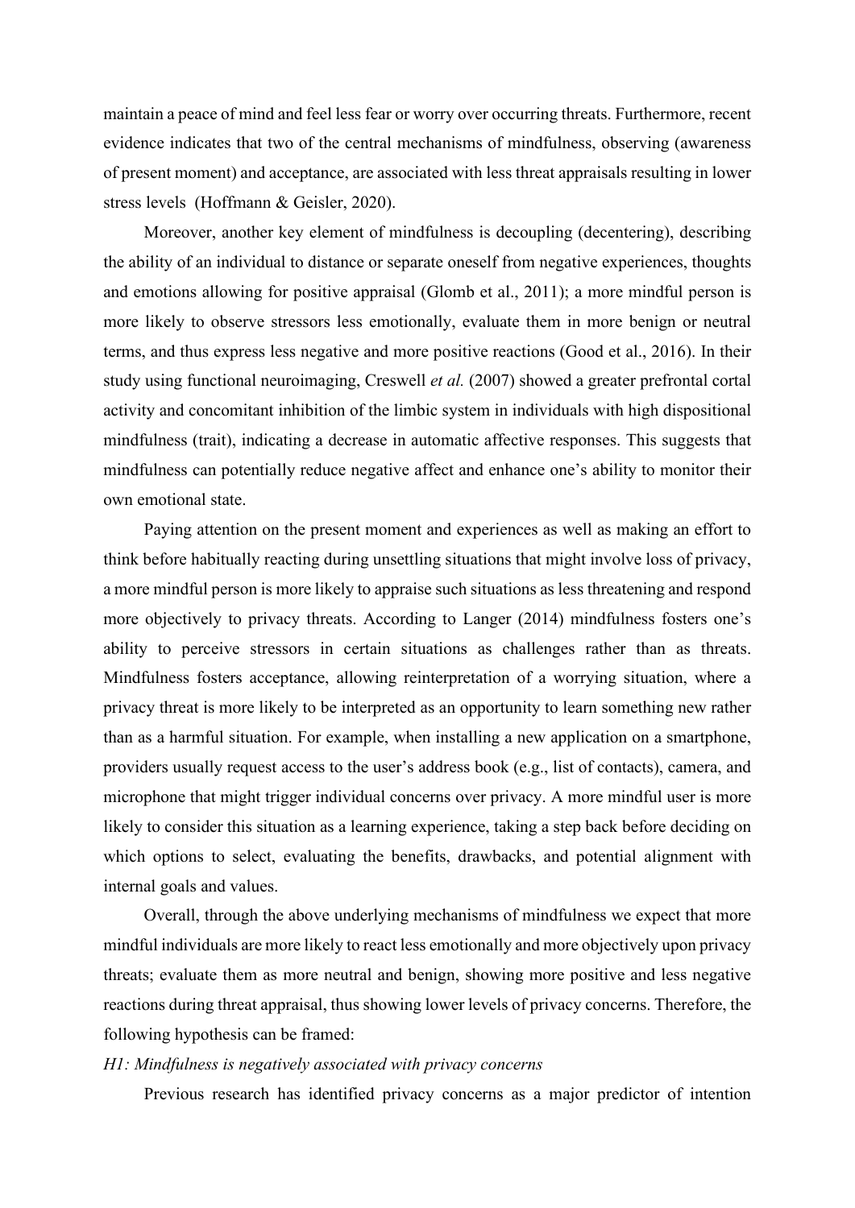maintain a peace of mind and feel less fear or worry over occurring threats. Furthermore, recent evidence indicates that two of the central mechanisms of mindfulness, observing (awareness of present moment) and acceptance, are associated with less threat appraisals resulting in lower stress levels (Hoffmann & Geisler, 2020).

Moreover, another key element of mindfulness is decoupling (decentering), describing the ability of an individual to distance or separate oneself from negative experiences, thoughts and emotions allowing for positive appraisal (Glomb et al., 2011); a more mindful person is more likely to observe stressors less emotionally, evaluate them in more benign or neutral terms, and thus express less negative and more positive reactions (Good et al., 2016). In their study using functional neuroimaging, Creswell *et al.* (2007) showed a greater prefrontal cortal activity and concomitant inhibition of the limbic system in individuals with high dispositional mindfulness (trait), indicating a decrease in automatic affective responses. This suggests that mindfulness can potentially reduce negative affect and enhance one's ability to monitor their own emotional state.

Paying attention on the present moment and experiences as well as making an effort to think before habitually reacting during unsettling situations that might involve loss of privacy, a more mindful person is more likely to appraise such situations as less threatening and respond more objectively to privacy threats. According to Langer (2014) mindfulness fosters one's ability to perceive stressors in certain situations as challenges rather than as threats. Mindfulness fosters acceptance, allowing reinterpretation of a worrying situation, where a privacy threat is more likely to be interpreted as an opportunity to learn something new rather than as a harmful situation. For example, when installing a new application on a smartphone, providers usually request access to the user's address book (e.g., list of contacts), camera, and microphone that might trigger individual concerns over privacy. A more mindful user is more likely to consider this situation as a learning experience, taking a step back before deciding on which options to select, evaluating the benefits, drawbacks, and potential alignment with internal goals and values.

Overall, through the above underlying mechanisms of mindfulness we expect that more mindful individuals are more likely to react less emotionally and more objectively upon privacy threats; evaluate them as more neutral and benign, showing more positive and less negative reactions during threat appraisal, thus showing lower levels of privacy concerns. Therefore, the following hypothesis can be framed:

*H1: Mindfulness is negatively associated with privacy concerns*

Previous research has identified privacy concerns as a major predictor of intention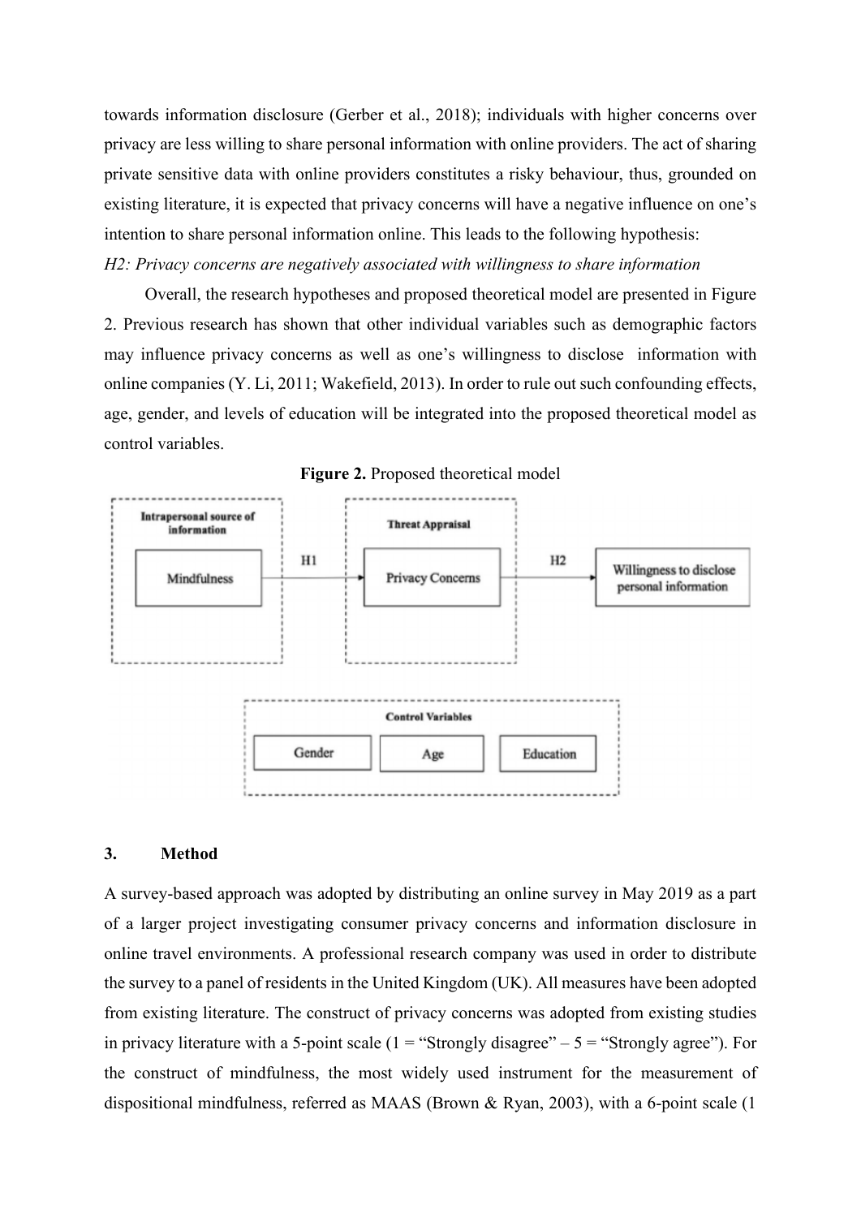towards information disclosure (Gerber et al., 2018); individuals with higher concerns over privacy are less willing to share personal information with online providers. The act of sharing private sensitive data with online providers constitutes a risky behaviour, thus, grounded on existing literature, it is expected that privacy concerns will have a negative influence on one's intention to share personal information online. This leads to the following hypothesis:

*H2: Privacy concerns are negatively associated with willingness to share information*

Overall, the research hypotheses and proposed theoretical model are presented in Figure 2. Previous research has shown that other individual variables such as demographic factors may influence privacy concerns as well as one's willingness to disclose information with online companies (Y. Li, 2011; Wakefield, 2013). In order to rule out such confounding effects, age, gender, and levels of education will be integrated into the proposed theoretical model as control variables.

**Figure 2.** Proposed theoretical model

## 3. Method

A survey-based approach was adopted by distributing an online survey in May 2019 as a part of a larger project investigating consumer privacy concerns and information disclosure in online travel environments. A professional research company was used in order to distribute the survey to a panel of residents in the United Kingdom (UK). All measures have been adopted from existing literature. The construct of privacy concerns was adopted from existing studies in privacy literature with a 5-point scale (1 = "Strongly disagree" – 5 = "Strongly agree"). For the construct of mindfulness, the most widely used instrument for the measurement of dispositional mindfulness, referred as MAAS (Brown & Ryan, 2003), with a 6-point scale (1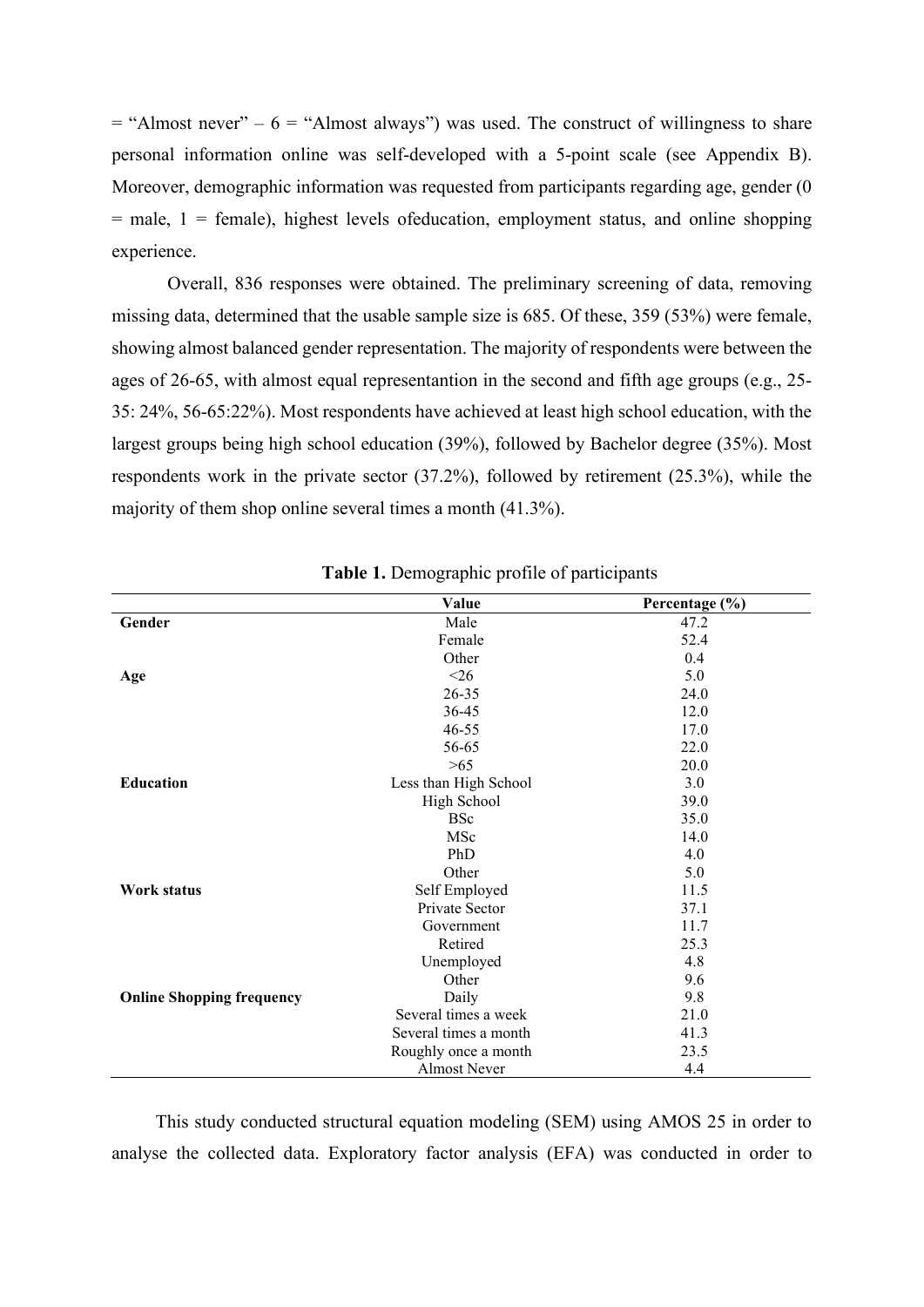= "Almost never" – 6 = "Almost always") was used. The construct of willingness to share personal information online was self-developed with a 5-point scale (see Appendix B). Moreover, demographic information was requested from participants regarding age, gender (0 = male, 1 = female), highest levels ofeducation, employment status, and online shopping experience.

Overall, 836 responses were obtained. The preliminary screening of data, removing missing data, determined that the usable sample size is 685. Of these, 359 (53%) were female, showing almost balanced gender representation. The majority of respondents were between the ages of 26-65, with almost equal representantion in the second and fifth age groups (e.g., 25-35: 24%, 56-65:22%). Most respondents have achieved at least high school education, with the largest groups being high school education (39%), followed by Bachelor degree (35%). Most respondents work in the private sector (37.2%), followed by retirement (25.3%), while the majority of them shop online several times a month (41.3%).

**Table 1.** Demographic profile of participants

| | Value | Percentage (%) |
|---|---|---|
| **Gender** | Male | 47.2 |
| | Female | 52.4 |
| | Other | 0.4 |
| **Age** | <26 | 5.0 |
| | 26-35 | 24.0 |
| | 36-45 | 12.0 |
| | 46-55 | 17.0 |
| | 56-65 | 22.0 |
| | >65 | 20.0 |
| **Education** | Less than High School | 3.0 |
| | High School | 39.0 |
| | BSc | 35.0 |
| | MSc | 14.0 |
| | PhD | 4.0 |
| | Other | 5.0 |
| **Work status** | Self Employed | 11.5 |
| | Private Sector | 37.1 |
| | Government | 11.7 |
| | Retired | 25.3 |
| | Unemployed | 4.8 |
| | Other | 9.6 |
| **Online Shopping frequency** | Daily | 9.8 |
| | Several times a week | 21.0 |
| | Several times a month | 41.3 |
| | Roughly once a month | 23.5 |
| | Almost Never | 4.4 |

This study conducted structural equation modeling (SEM) using AMOS 25 in order to analyse the collected data. Exploratory factor analysis (EFA) was conducted in order to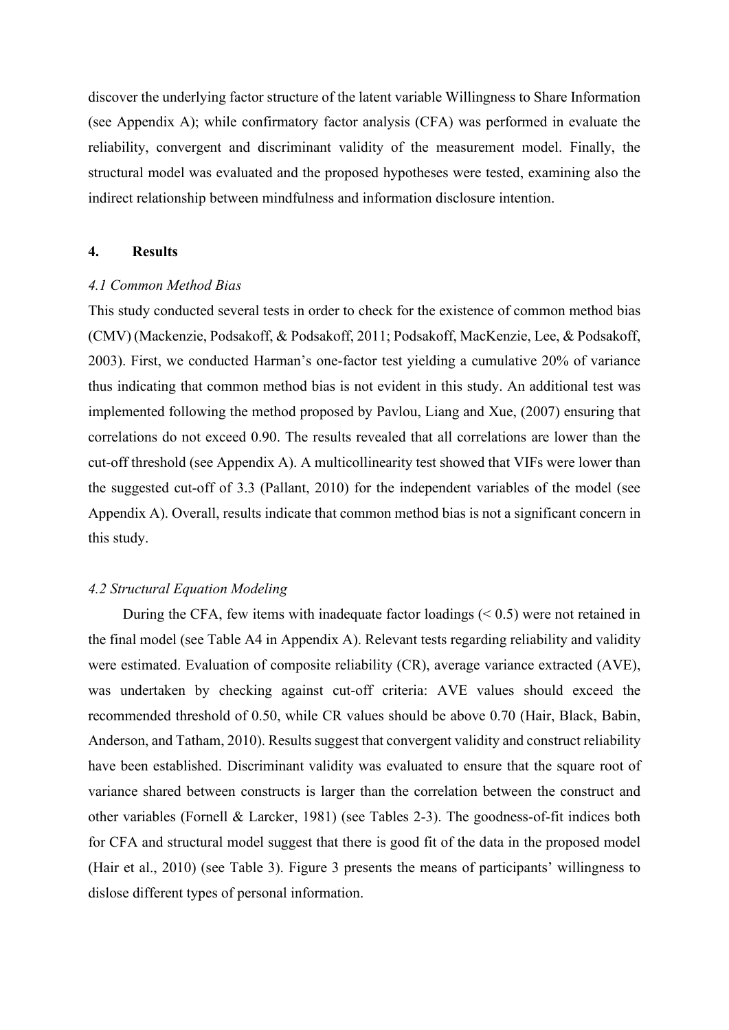discover the underlying factor structure of the latent variable Willingness to Share Information (see Appendix A); while confirmatory factor analysis (CFA) was performed in evaluate the reliability, convergent and discriminant validity of the measurement model. Finally, the structural model was evaluated and the proposed hypotheses were tested, examining also the indirect relationship between mindfulness and information disclosure intention.

## 4. Results

### *4.1 Common Method Bias*

This study conducted several tests in order to check for the existence of common method bias (CMV) (Mackenzie, Podsakoff, & Podsakoff, 2011; Podsakoff, MacKenzie, Lee, & Podsakoff, 2003). First, we conducted Harman's one-factor test yielding a cumulative 20% of variance thus indicating that common method bias is not evident in this study. An additional test was implemented following the method proposed by Pavlou, Liang and Xue, (2007) ensuring that correlations do not exceed 0.90. The results revealed that all correlations are lower than the cut-off threshold (see Appendix A). A multicollinearity test showed that VIFs were lower than the suggested cut-off of 3.3 (Pallant, 2010) for the independent variables of the model (see Appendix A). Overall, results indicate that common method bias is not a significant concern in this study.

### *4.2 Structural Equation Modeling*

During the CFA, few items with inadequate factor loadings (< 0.5) were not retained in the final model (see Table A4 in Appendix A). Relevant tests regarding reliability and validity were estimated. Evaluation of composite reliability (CR), average variance extracted (AVE), was undertaken by checking against cut-off criteria: AVE values should exceed the recommended threshold of 0.50, while CR values should be above 0.70 (Hair, Black, Babin, Anderson, and Tatham, 2010). Results suggest that convergent validity and construct reliability have been established. Discriminant validity was evaluated to ensure that the square root of variance shared between constructs is larger than the correlation between the construct and other variables (Fornell & Larcker, 1981) (see Tables 2-3). The goodness-of-fit indices both for CFA and structural model suggest that there is good fit of the data in the proposed model (Hair et al., 2010) (see Table 3). Figure 3 presents the means of participants' willingness to dislose different types of personal information.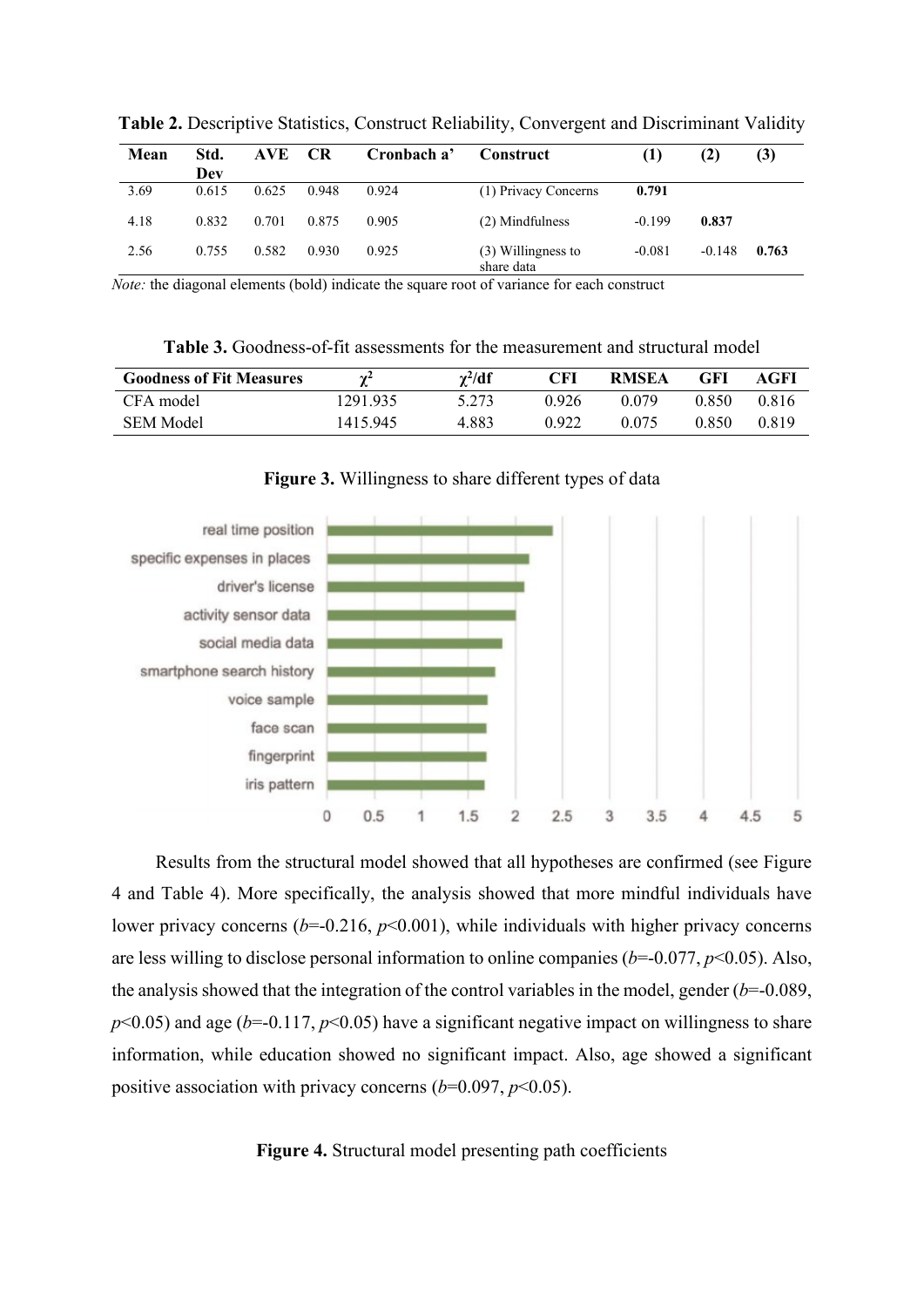**Table 2.** Descriptive Statistics, Construct Reliability, Convergent and Discriminant Validity

| Mean | Std. Dev | AVE | CR | Cronbach a' | Construct | (1) | (2) | (3) |
|---|---|---|---|---|---|---|---|---|
| 3.69 | 0.615 | 0.625 | 0.948 | 0.924 | (1) Privacy Concerns | **0.791** | | |
| 4.18 | 0.832 | 0.701 | 0.875 | 0.905 | (2) Mindfulness | -0.199 | **0.837** | |
| 2.56 | 0.755 | 0.582 | 0.930 | 0.925 | (3) Willingness to share data | -0.081 | -0.148 | **0.763** |

*Note:* the diagonal elements (bold) indicate the square root of variance for each construct

**Table 3.** Goodness-of-fit assessments for the measurement and structural model

| Goodness of Fit Measures | $\chi^2$ | $\chi^2$/df | CFI | RMSEA | GFI | AGFI |
|---|---|---|---|---|---|---|
| CFA model | 1291.935 | 5.273 | 0.926 | 0.079 | 0.850 | 0.816 |
| SEM Model | 1415.945 | 4.883 | 0.922 | 0.075 | 0.850 | 0.819 |

**Figure 3.** Willingness to share different types of data

Results from the structural model showed that all hypotheses are confirmed (see Figure 4 and Table 4). More specifically, the analysis showed that more mindful individuals have lower privacy concerns ($b$=-0.216, $p$<0.001), while individuals with higher privacy concerns are less willing to disclose personal information to online companies ($b$=-0.077, $p$<0.05). Also, the analysis showed that the integration of the control variables in the model, gender ($b$=-0.089, $p$<0.05) and age ($b$=-0.117, $p$<0.05) have a significant negative impact on willingness to share information, while education showed no significant impact. Also, age showed a significant positive association with privacy concerns ($b$=0.097, $p$<0.05).

**Figure 4.** Structural model presenting path coefficients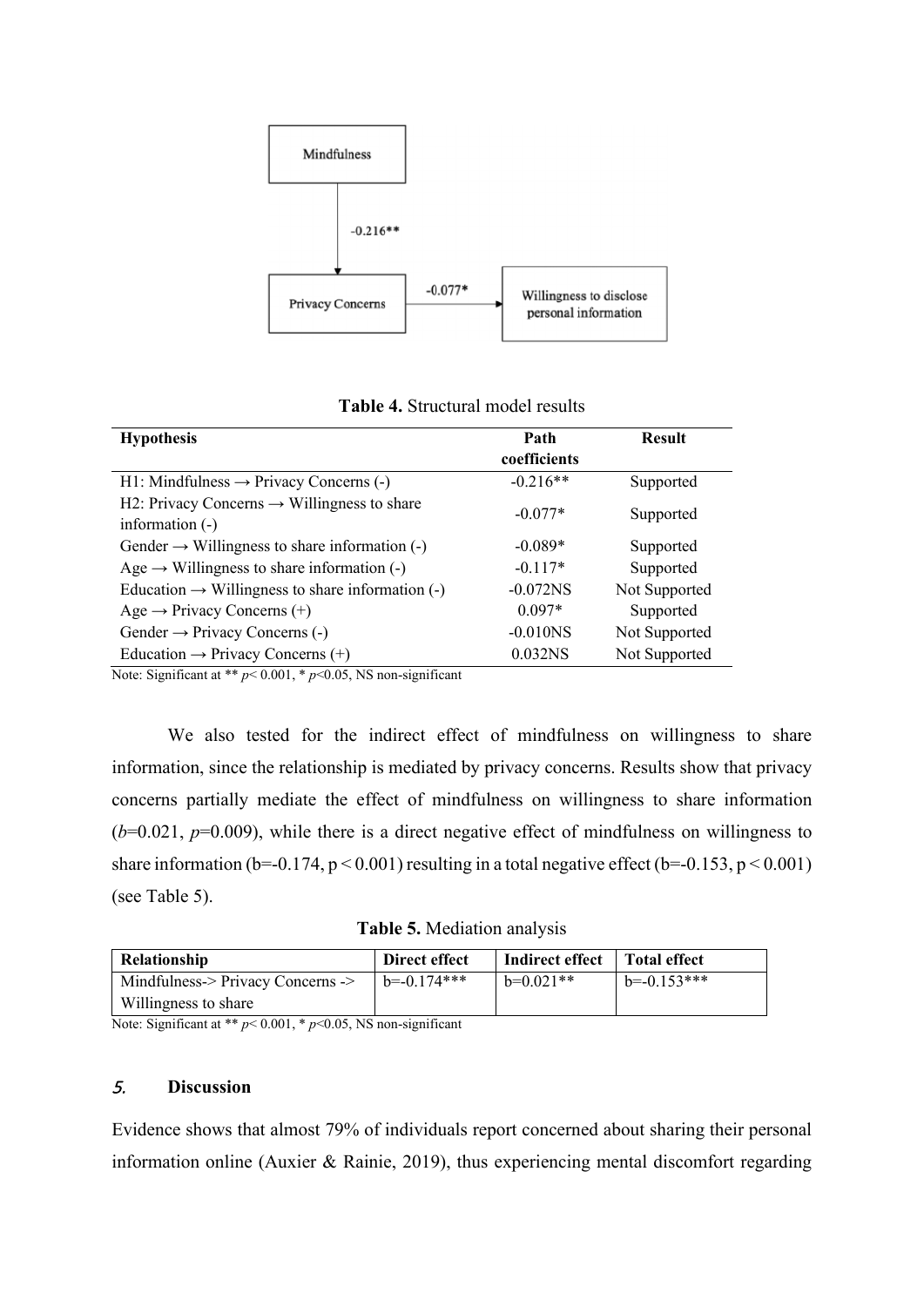Mindfulness

-0.216**

Privacy Concerns

-0.077*

Willingness to disclose personal information

**Table 4.** Structural model results

| Hypothesis | Path coefficients | Result |
|---|---|---|
| H1: Mindfulness → Privacy Concerns (-) | -0.216** | Supported |
| H2: Privacy Concerns → Willingness to share information (-) | -0.077* | Supported |
| Gender → Willingness to share information (-) | -0.089* | Supported |
| Age → Willingness to share information (-) | -0.117* | Supported |
| Education → Willingness to share information (-) | -0.072NS | Not Supported |
| Age → Privacy Concerns (+) | 0.097* | Supported |
| Gender → Privacy Concerns (-) | -0.010NS | Not Supported |
| Education → Privacy Concerns (+) | 0.032NS | Not Supported |

Note: Significant at ** $p< 0.001$, * $p<0.05$, NS non-significant

We also tested for the indirect effect of mindfulness on willingness to share information, since the relationship is mediated by privacy concerns. Results show that privacy concerns partially mediate the effect of mindfulness on willingness to share information ($b=0.021$, $p=0.009$), while there is a direct negative effect of mindfulness on willingness to share information ($b=-0.174$, $p < 0.001$) resulting in a total negative effect ($b=-0.153$, $p < 0.001$) (see Table 5).

**Table 5.** Mediation analysis

| Relationship | Direct effect | Indirect effect | Total effect |
|---|---|---|---|
| Mindfulness-> Privacy Concerns -> Willingness to share | b=-0.174*** | b=0.021** | b=-0.153*** |

Note: Significant at ** $p< 0.001$, * $p<0.05$, NS non-significant

## 5. Discussion

Evidence shows that almost 79% of individuals report concerned about sharing their personal information online (Auxier & Rainie, 2019), thus experiencing mental discomfort regarding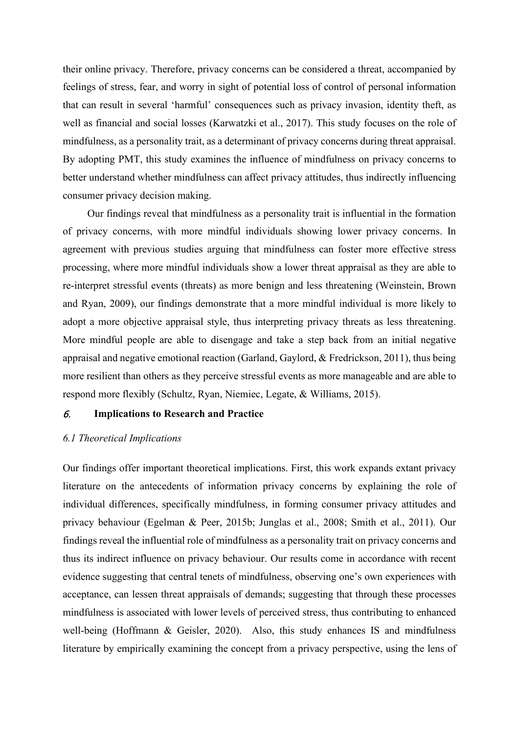their online privacy. Therefore, privacy concerns can be considered a threat, accompanied by feelings of stress, fear, and worry in sight of potential loss of control of personal information that can result in several 'harmful' consequences such as privacy invasion, identity theft, as well as financial and social losses (Karwatzki et al., 2017). This study focuses on the role of mindfulness, as a personality trait, as a determinant of privacy concerns during threat appraisal. By adopting PMT, this study examines the influence of mindfulness on privacy concerns to better understand whether mindfulness can affect privacy attitudes, thus indirectly influencing consumer privacy decision making.

Our findings reveal that mindfulness as a personality trait is influential in the formation of privacy concerns, with more mindful individuals showing lower privacy concerns. In agreement with previous studies arguing that mindfulness can foster more effective stress processing, where more mindful individuals show a lower threat appraisal as they are able to re-interpret stressful events (threats) as more benign and less threatening (Weinstein, Brown and Ryan, 2009), our findings demonstrate that a more mindful individual is more likely to adopt a more objective appraisal style, thus interpreting privacy threats as less threatening. More mindful people are able to disengage and take a step back from an initial negative appraisal and negative emotional reaction (Garland, Gaylord, & Fredrickson, 2011), thus being more resilient than others as they perceive stressful events as more manageable and are able to respond more flexibly (Schultz, Ryan, Niemiec, Legate, & Williams, 2015).

## 6. Implications to Research and Practice

### *6.1 Theoretical Implications*

Our findings offer important theoretical implications. First, this work expands extant privacy literature on the antecedents of information privacy concerns by explaining the role of individual differences, specifically mindfulness, in forming consumer privacy attitudes and privacy behaviour (Egelman & Peer, 2015b; Junglas et al., 2008; Smith et al., 2011). Our findings reveal the influential role of mindfulness as a personality trait on privacy concerns and thus its indirect influence on privacy behaviour. Our results come in accordance with recent evidence suggesting that central tenets of mindfulness, observing one's own experiences with acceptance, can lessen threat appraisals of demands; suggesting that through these processes mindfulness is associated with lower levels of perceived stress, thus contributing to enhanced well-being (Hoffmann & Geisler, 2020). Also, this study enhances IS and mindfulness literature by empirically examining the concept from a privacy perspective, using the lens of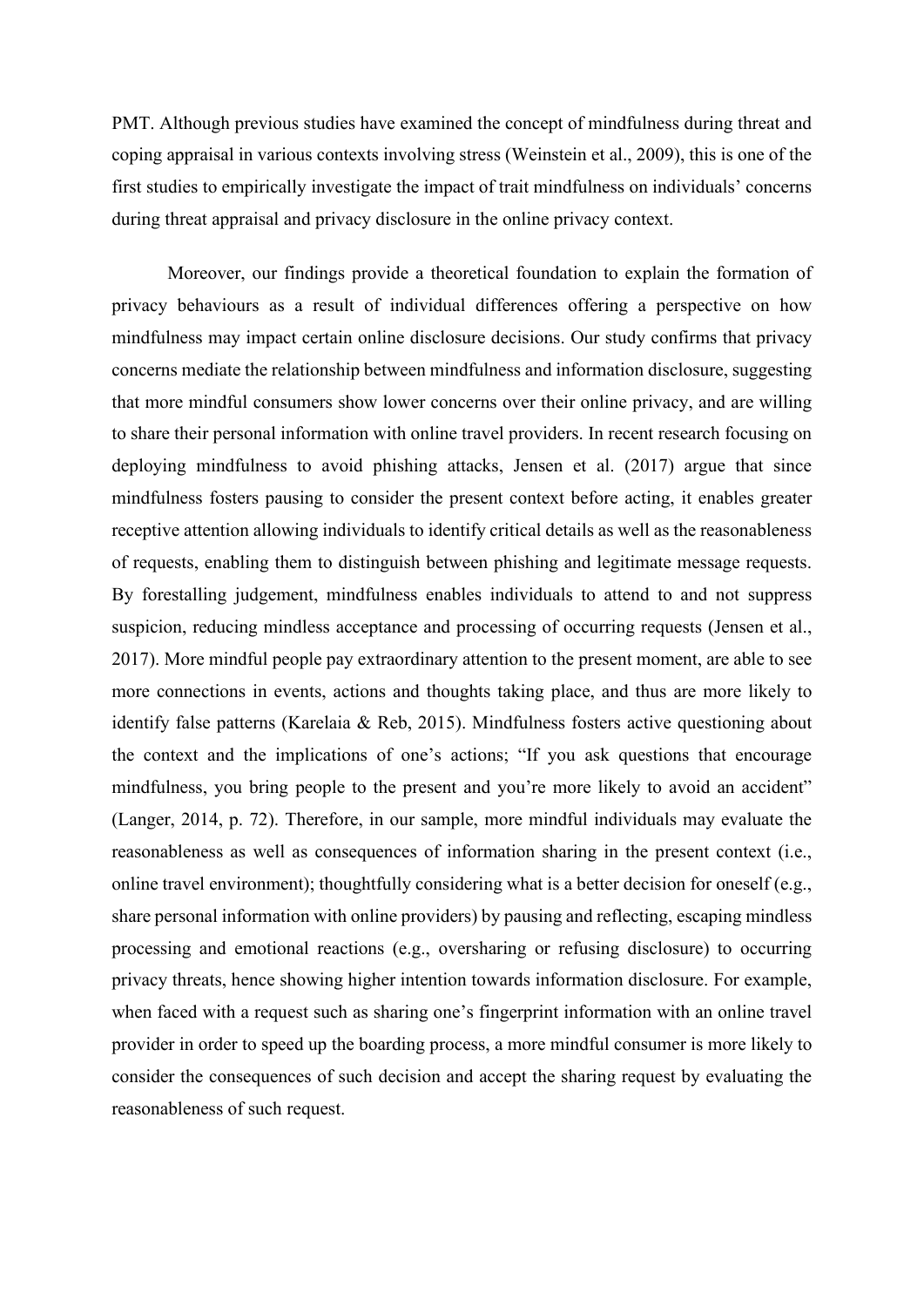PMT. Although previous studies have examined the concept of mindfulness during threat and coping appraisal in various contexts involving stress (Weinstein et al., 2009), this is one of the first studies to empirically investigate the impact of trait mindfulness on individuals' concerns during threat appraisal and privacy disclosure in the online privacy context.

Moreover, our findings provide a theoretical foundation to explain the formation of privacy behaviours as a result of individual differences offering a perspective on how mindfulness may impact certain online disclosure decisions. Our study confirms that privacy concerns mediate the relationship between mindfulness and information disclosure, suggesting that more mindful consumers show lower concerns over their online privacy, and are willing to share their personal information with online travel providers. In recent research focusing on deploying mindfulness to avoid phishing attacks, Jensen et al. (2017) argue that since mindfulness fosters pausing to consider the present context before acting, it enables greater receptive attention allowing individuals to identify critical details as well as the reasonableness of requests, enabling them to distinguish between phishing and legitimate message requests. By forestalling judgement, mindfulness enables individuals to attend to and not suppress suspicion, reducing mindless acceptance and processing of occurring requests (Jensen et al., 2017). More mindful people pay extraordinary attention to the present moment, are able to see more connections in events, actions and thoughts taking place, and thus are more likely to identify false patterns (Karelaia & Reb, 2015). Mindfulness fosters active questioning about the context and the implications of one's actions; "If you ask questions that encourage mindfulness, you bring people to the present and you're more likely to avoid an accident" (Langer, 2014, p. 72). Therefore, in our sample, more mindful individuals may evaluate the reasonableness as well as consequences of information sharing in the present context (i.e., online travel environment); thoughtfully considering what is a better decision for oneself (e.g., share personal information with online providers) by pausing and reflecting, escaping mindless processing and emotional reactions (e.g., oversharing or refusing disclosure) to occurring privacy threats, hence showing higher intention towards information disclosure. For example, when faced with a request such as sharing one's fingerprint information with an online travel provider in order to speed up the boarding process, a more mindful consumer is more likely to consider the consequences of such decision and accept the sharing request by evaluating the reasonableness of such request.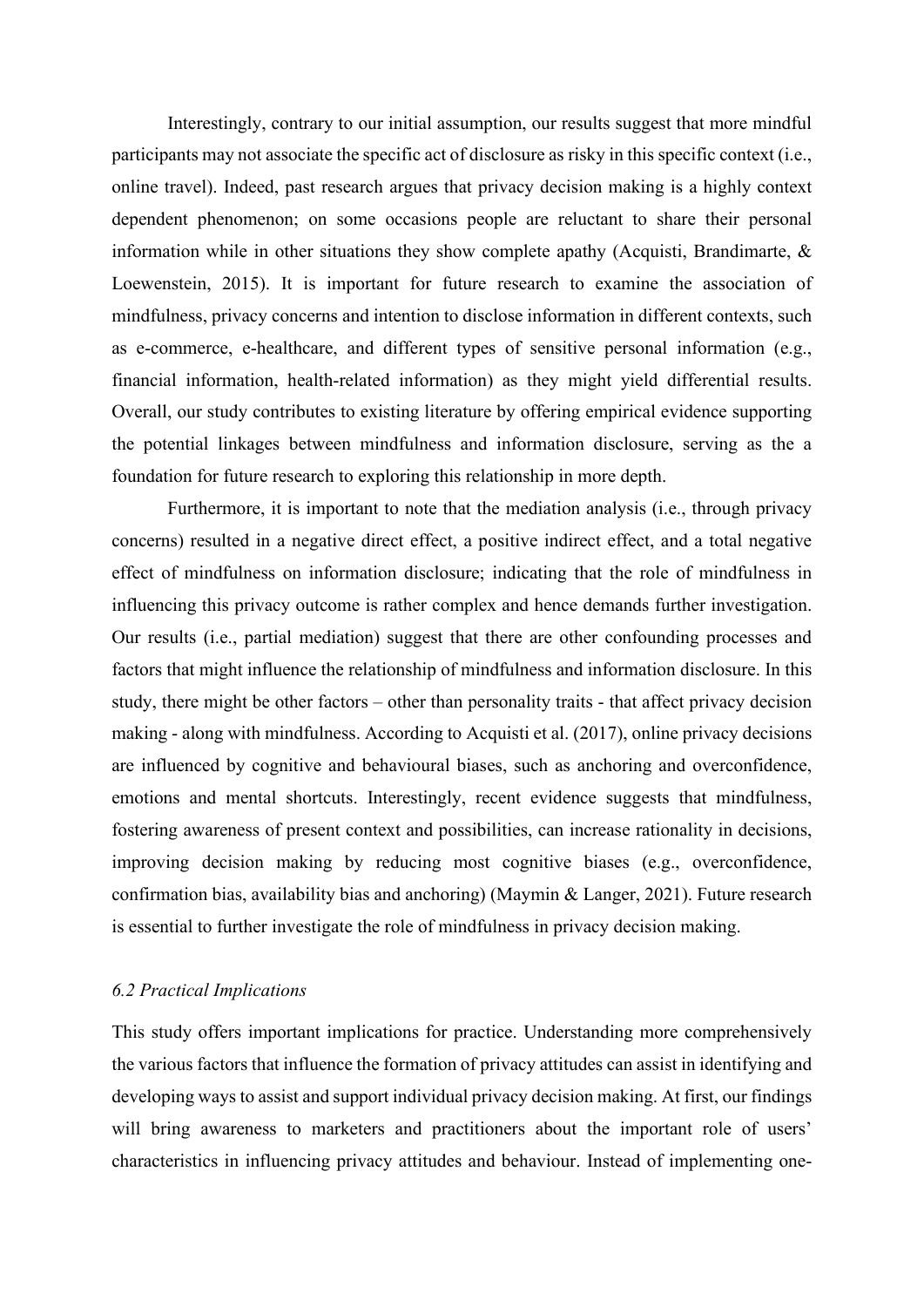Interestingly, contrary to our initial assumption, our results suggest that more mindful participants may not associate the specific act of disclosure as risky in this specific context (i.e., online travel). Indeed, past research argues that privacy decision making is a highly context dependent phenomenon; on some occasions people are reluctant to share their personal information while in other situations they show complete apathy (Acquisti, Brandimarte, & Loewenstein, 2015). It is important for future research to examine the association of mindfulness, privacy concerns and intention to disclose information in different contexts, such as e-commerce, e-healthcare, and different types of sensitive personal information (e.g., financial information, health-related information) as they might yield differential results. Overall, our study contributes to existing literature by offering empirical evidence supporting the potential linkages between mindfulness and information disclosure, serving as the a foundation for future research to exploring this relationship in more depth.

Furthermore, it is important to note that the mediation analysis (i.e., through privacy concerns) resulted in a negative direct effect, a positive indirect effect, and a total negative effect of mindfulness on information disclosure; indicating that the role of mindfulness in influencing this privacy outcome is rather complex and hence demands further investigation. Our results (i.e., partial mediation) suggest that there are other confounding processes and factors that might influence the relationship of mindfulness and information disclosure. In this study, there might be other factors – other than personality traits - that affect privacy decision making - along with mindfulness. According to Acquisti et al. (2017), online privacy decisions are influenced by cognitive and behavioural biases, such as anchoring and overconfidence, emotions and mental shortcuts. Interestingly, recent evidence suggests that mindfulness, fostering awareness of present context and possibilities, can increase rationality in decisions, improving decision making by reducing most cognitive biases (e.g., overconfidence, confirmation bias, availability bias and anchoring) (Maymin & Langer, 2021). Future research is essential to further investigate the role of mindfulness in privacy decision making.

### *6.2 Practical Implications*

This study offers important implications for practice. Understanding more comprehensively the various factors that influence the formation of privacy attitudes can assist in identifying and developing ways to assist and support individual privacy decision making. At first, our findings will bring awareness to marketers and practitioners about the important role of users' characteristics in influencing privacy attitudes and behaviour. Instead of implementing one-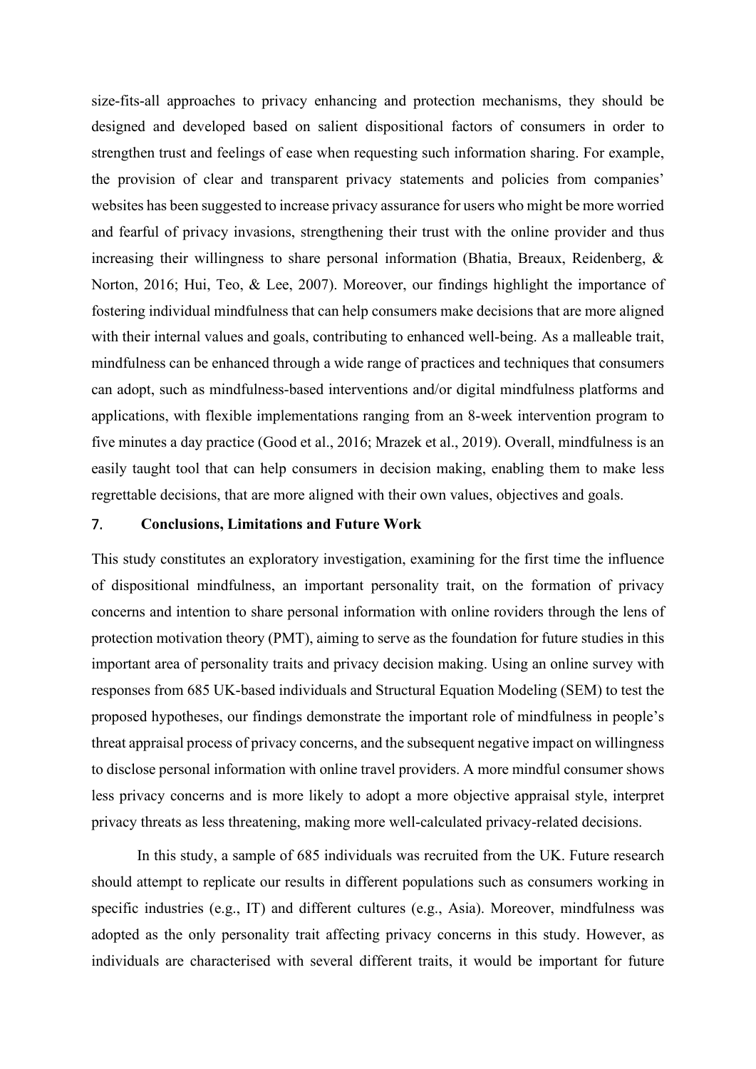size-fits-all approaches to privacy enhancing and protection mechanisms, they should be designed and developed based on salient dispositional factors of consumers in order to strengthen trust and feelings of ease when requesting such information sharing. For example, the provision of clear and transparent privacy statements and policies from companies' websites has been suggested to increase privacy assurance for users who might be more worried and fearful of privacy invasions, strengthening their trust with the online provider and thus increasing their willingness to share personal information (Bhatia, Breaux, Reidenberg, & Norton, 2016; Hui, Teo, & Lee, 2007). Moreover, our findings highlight the importance of fostering individual mindfulness that can help consumers make decisions that are more aligned with their internal values and goals, contributing to enhanced well-being. As a malleable trait, mindfulness can be enhanced through a wide range of practices and techniques that consumers can adopt, such as mindfulness-based interventions and/or digital mindfulness platforms and applications, with flexible implementations ranging from an 8-week intervention program to five minutes a day practice (Good et al., 2016; Mrazek et al., 2019). Overall, mindfulness is an easily taught tool that can help consumers in decision making, enabling them to make less regrettable decisions, that are more aligned with their own values, objectives and goals.

## 7. Conclusions, Limitations and Future Work

This study constitutes an exploratory investigation, examining for the first time the influence of dispositional mindfulness, an important personality trait, on the formation of privacy concerns and intention to share personal information with online roviders through the lens of protection motivation theory (PMT), aiming to serve as the foundation for future studies in this important area of personality traits and privacy decision making. Using an online survey with responses from 685 UK-based individuals and Structural Equation Modeling (SEM) to test the proposed hypotheses, our findings demonstrate the important role of mindfulness in people's threat appraisal process of privacy concerns, and the subsequent negative impact on willingness to disclose personal information with online travel providers. A more mindful consumer shows less privacy concerns and is more likely to adopt a more objective appraisal style, interpret privacy threats as less threatening, making more well-calculated privacy-related decisions.

In this study, a sample of 685 individuals was recruited from the UK. Future research should attempt to replicate our results in different populations such as consumers working in specific industries (e.g., IT) and different cultures (e.g., Asia). Moreover, mindfulness was adopted as the only personality trait affecting privacy concerns in this study. However, as individuals are characterised with several different traits, it would be important for future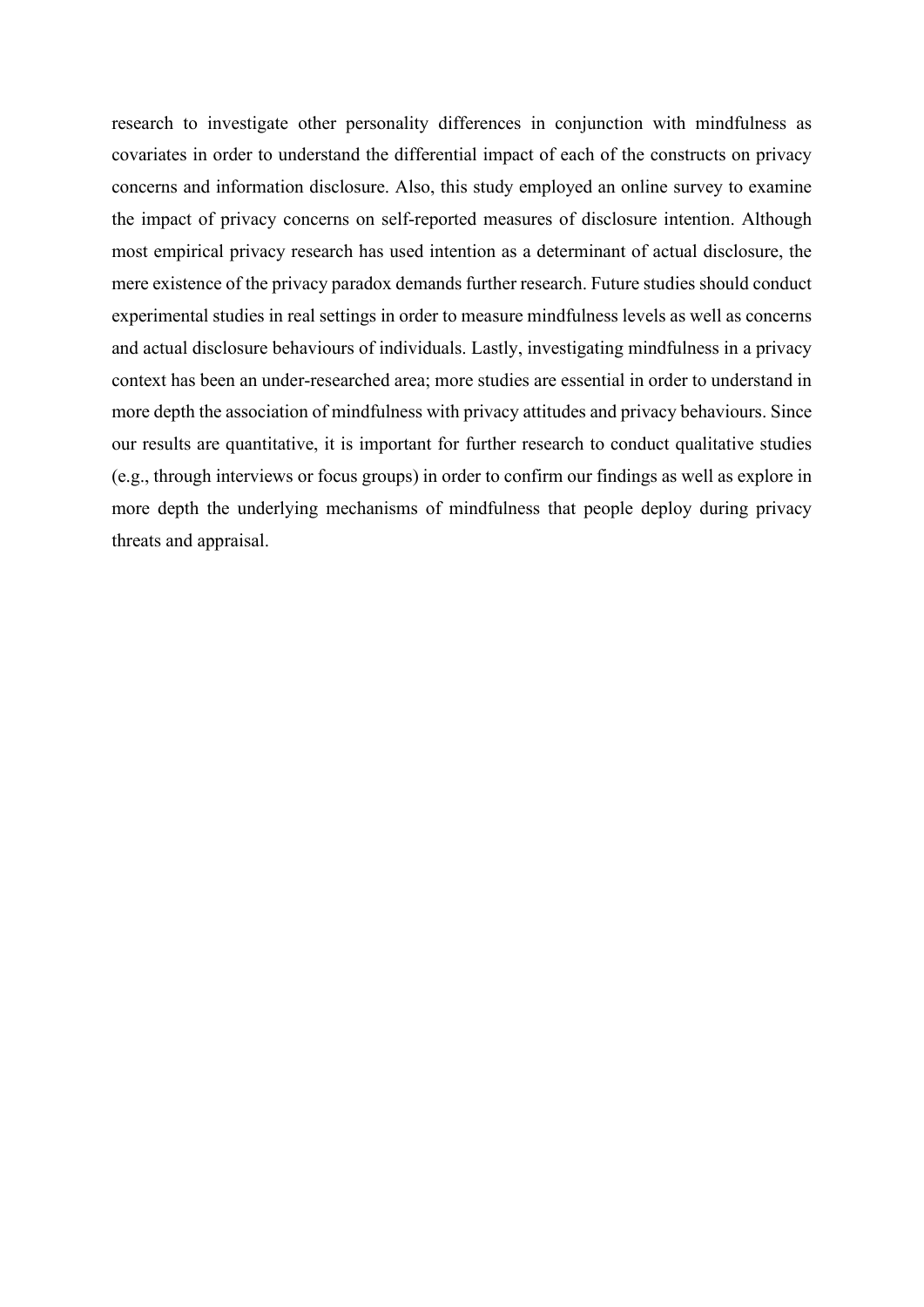research to investigate other personality differences in conjunction with mindfulness as covariates in order to understand the differential impact of each of the constructs on privacy concerns and information disclosure. Also, this study employed an online survey to examine the impact of privacy concerns on self-reported measures of disclosure intention. Although most empirical privacy research has used intention as a determinant of actual disclosure, the mere existence of the privacy paradox demands further research. Future studies should conduct experimental studies in real settings in order to measure mindfulness levels as well as concerns and actual disclosure behaviours of individuals. Lastly, investigating mindfulness in a privacy context has been an under-researched area; more studies are essential in order to understand in more depth the association of mindfulness with privacy attitudes and privacy behaviours. Since our results are quantitative, it is important for further research to conduct qualitative studies (e.g., through interviews or focus groups) in order to confirm our findings as well as explore in more depth the underlying mechanisms of mindfulness that people deploy during privacy threats and appraisal.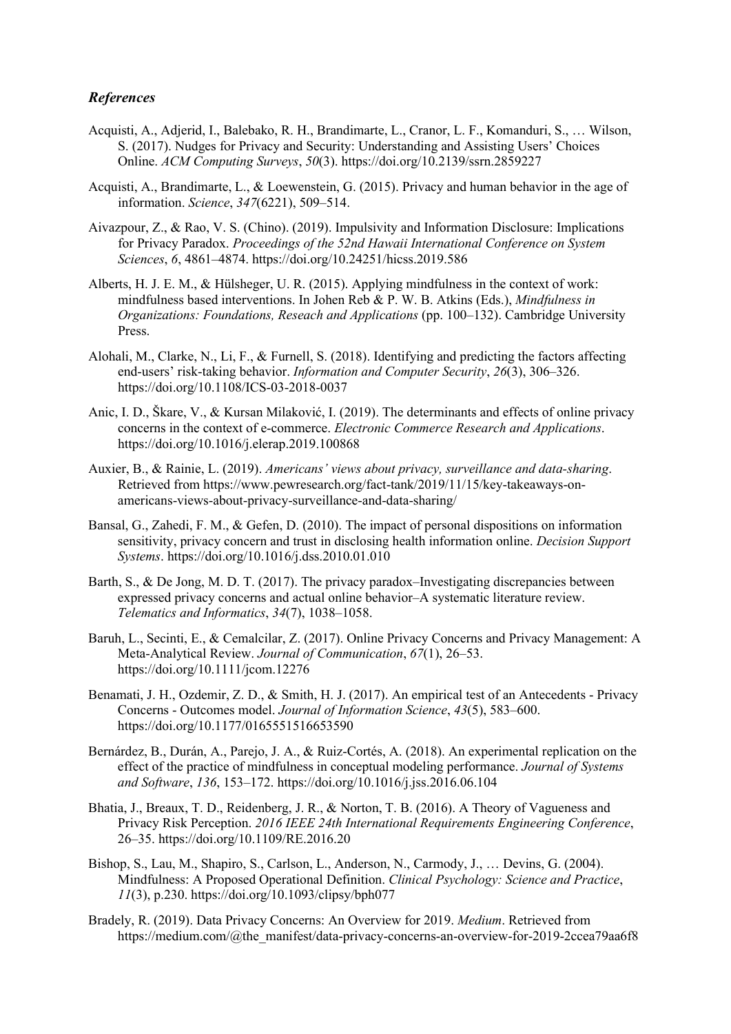### *References*

Acquisti, A., Adjerid, I., Balebako, R. H., Brandimarte, L., Cranor, L. F., Komanduri, S., … Wilson, S. (2017). Nudges for Privacy and Security: Understanding and Assisting Users' Choices Online. *ACM Computing Surveys*, *50*(3). https://doi.org/10.2139/ssrn.2859227

Acquisti, A., Brandimarte, L., & Loewenstein, G. (2015). Privacy and human behavior in the age of information. *Science*, *347*(6221), 509–514.

Aivazpour, Z., & Rao, V. S. (Chino). (2019). Impulsivity and Information Disclosure: Implications for Privacy Paradox. *Proceedings of the 52nd Hawaii International Conference on System Sciences*, *6*, 4861–4874. https://doi.org/10.24251/hicss.2019.586

Alberts, H. J. E. M., & Hülsheger, U. R. (2015). Applying mindfulness in the context of work: mindfulness based interventions. In Johen Reb & P. W. B. Atkins (Eds.), *Mindfulness in Organizations: Foundations, Reseach and Applications* (pp. 100–132). Cambridge University Press.

Alohali, M., Clarke, N., Li, F., & Furnell, S. (2018). Identifying and predicting the factors affecting end-users' risk-taking behavior. *Information and Computer Security*, *26*(3), 306–326. https://doi.org/10.1108/ICS-03-2018-0037

Anic, I. D., Škare, V., & Kursan Milaković, I. (2019). The determinants and effects of online privacy concerns in the context of e-commerce. *Electronic Commerce Research and Applications*. https://doi.org/10.1016/j.elerap.2019.100868

Auxier, B., & Rainie, L. (2019). *Americans' views about privacy, surveillance and data-sharing*. Retrieved from https://www.pewresearch.org/fact-tank/2019/11/15/key-takeaways-on-americans-views-about-privacy-surveillance-and-data-sharing/

Bansal, G., Zahedi, F. M., & Gefen, D. (2010). The impact of personal dispositions on information sensitivity, privacy concern and trust in disclosing health information online. *Decision Support Systems*. https://doi.org/10.1016/j.dss.2010.01.010

Barth, S., & De Jong, M. D. T. (2017). The privacy paradox–Investigating discrepancies between expressed privacy concerns and actual online behavior–A systematic literature review. *Telematics and Informatics*, *34*(7), 1038–1058.

Baruh, L., Secinti, E., & Cemalcilar, Z. (2017). Online Privacy Concerns and Privacy Management: A Meta-Analytical Review. *Journal of Communication*, *67*(1), 26–53. https://doi.org/10.1111/jcom.12276

Benamati, J. H., Ozdemir, Z. D., & Smith, H. J. (2017). An empirical test of an Antecedents - Privacy Concerns - Outcomes model. *Journal of Information Science*, *43*(5), 583–600. https://doi.org/10.1177/0165551516653590

Bernárdez, B., Durán, A., Parejo, J. A., & Ruiz-Cortés, A. (2018). An experimental replication on the effect of the practice of mindfulness in conceptual modeling performance. *Journal of Systems and Software*, *136*, 153–172. https://doi.org/10.1016/j.jss.2016.06.104

Bhatia, J., Breaux, T. D., Reidenberg, J. R., & Norton, T. B. (2016). A Theory of Vagueness and Privacy Risk Perception. *2016 IEEE 24th International Requirements Engineering Conference*, 26–35. https://doi.org/10.1109/RE.2016.20

Bishop, S., Lau, M., Shapiro, S., Carlson, L., Anderson, N., Carmody, J., … Devins, G. (2004). Mindfulness: A Proposed Operational Definition. *Clinical Psychology: Science and Practice*, *11*(3), p.230. https://doi.org/10.1093/clipsy/bph077

Bradely, R. (2019). Data Privacy Concerns: An Overview for 2019. *Medium*. Retrieved from https://medium.com/@the_manifest/data-privacy-concerns-an-overview-for-2019-2ccea79aa6f8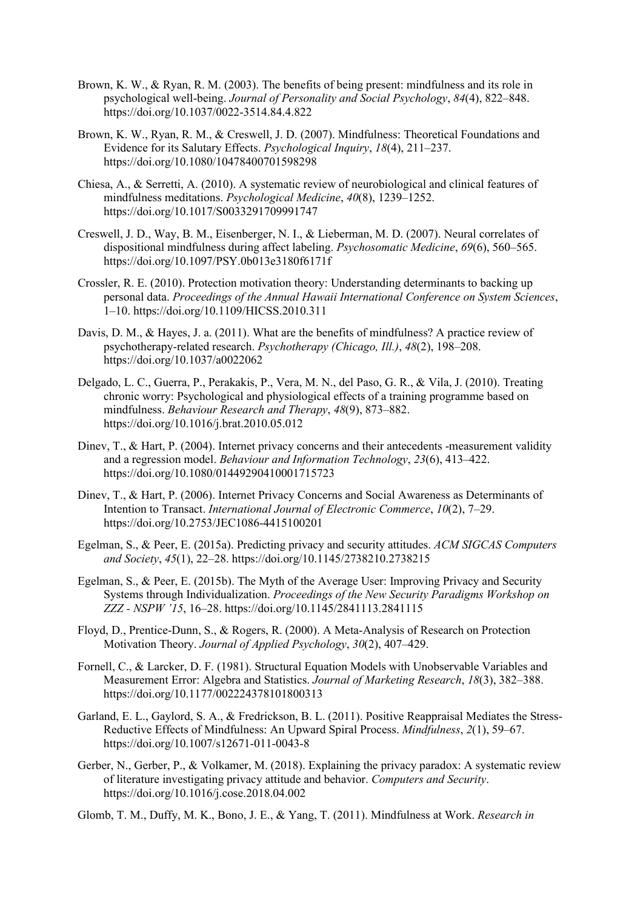Brown, K. W., & Ryan, R. M. (2003). The benefits of being present: mindfulness and its role in psychological well-being. *Journal of Personality and Social Psychology*, *84*(4), 822–848. https://doi.org/10.1037/0022-3514.84.4.822

Brown, K. W., Ryan, R. M., & Creswell, J. D. (2007). Mindfulness: Theoretical Foundations and Evidence for its Salutary Effects. *Psychological Inquiry*, *18*(4), 211–237. https://doi.org/10.1080/10478400701598298

Chiesa, A., & Serretti, A. (2010). A systematic review of neurobiological and clinical features of mindfulness meditations. *Psychological Medicine*, *40*(8), 1239–1252. https://doi.org/10.1017/S0033291709991747

Creswell, J. D., Way, B. M., Eisenberger, N. I., & Lieberman, M. D. (2007). Neural correlates of dispositional mindfulness during affect labeling. *Psychosomatic Medicine*, *69*(6), 560–565. https://doi.org/10.1097/PSY.0b013e3180f6171f

Crossler, R. E. (2010). Protection motivation theory: Understanding determinants to backing up personal data. *Proceedings of the Annual Hawaii International Conference on System Sciences*, 1–10. https://doi.org/10.1109/HICSS.2010.311

Davis, D. M., & Hayes, J. a. (2011). What are the benefits of mindfulness? A practice review of psychotherapy-related research. *Psychotherapy (Chicago, Ill.)*, *48*(2), 198–208. https://doi.org/10.1037/a0022062

Delgado, L. C., Guerra, P., Perakakis, P., Vera, M. N., del Paso, G. R., & Vila, J. (2010). Treating chronic worry: Psychological and physiological effects of a training programme based on mindfulness. *Behaviour Research and Therapy*, *48*(9), 873–882. https://doi.org/10.1016/j.brat.2010.05.012

Dinev, T., & Hart, P. (2004). Internet privacy concerns and their antecedents -measurement validity and a regression model. *Behaviour and Information Technology*, *23*(6), 413–422. https://doi.org/10.1080/01449290410001715723

Dinev, T., & Hart, P. (2006). Internet Privacy Concerns and Social Awareness as Determinants of Intention to Transact. *International Journal of Electronic Commerce*, *10*(2), 7–29. https://doi.org/10.2753/JEC1086-4415100201

Egelman, S., & Peer, E. (2015a). Predicting privacy and security attitudes. *ACM SIGCAS Computers and Society*, *45*(1), 22–28. https://doi.org/10.1145/2738210.2738215

Egelman, S., & Peer, E. (2015b). The Myth of the Average User: Improving Privacy and Security Systems through Individualization. *Proceedings of the New Security Paradigms Workshop on ZZZ - NSPW '15*, 16–28. https://doi.org/10.1145/2841113.2841115

Floyd, D., Prentice-Dunn, S., & Rogers, R. (2000). A Meta-Analysis of Research on Protection Motivation Theory. *Journal of Applied Psychology*, *30*(2), 407–429.

Fornell, C., & Larcker, D. F. (1981). Structural Equation Models with Unobservable Variables and Measurement Error: Algebra and Statistics. *Journal of Marketing Research*, *18*(3), 382–388. https://doi.org/10.1177/002224378101800313

Garland, E. L., Gaylord, S. A., & Fredrickson, B. L. (2011). Positive Reappraisal Mediates the Stress-Reductive Effects of Mindfulness: An Upward Spiral Process. *Mindfulness*, *2*(1), 59–67. https://doi.org/10.1007/s12671-011-0043-8

Gerber, N., Gerber, P., & Volkamer, M. (2018). Explaining the privacy paradox: A systematic review of literature investigating privacy attitude and behavior. *Computers and Security*. https://doi.org/10.1016/j.cose.2018.04.002

Glomb, T. M., Duffy, M. K., Bono, J. E., & Yang, T. (2011). Mindfulness at Work. *Research in*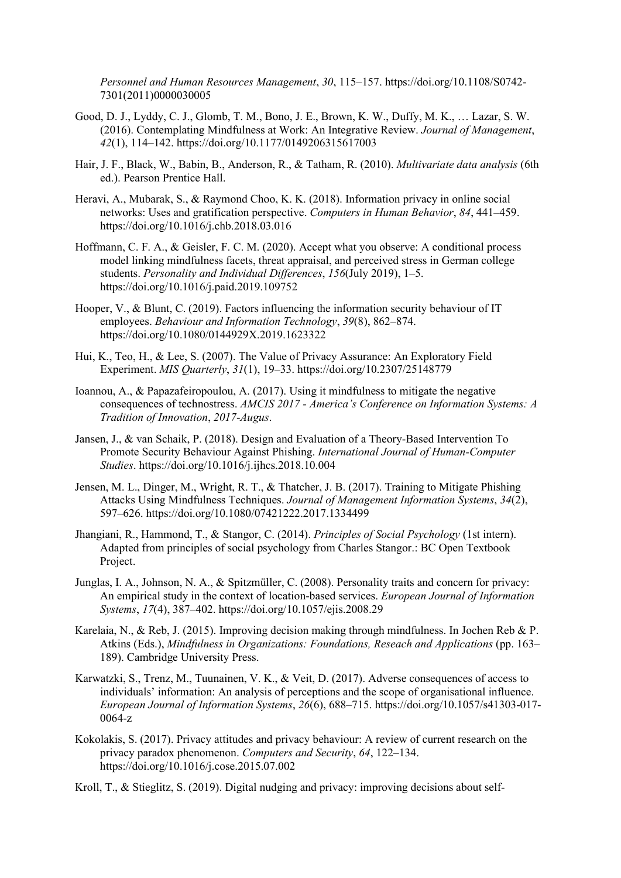*Personnel and Human Resources Management*, *30*, 115–157. https://doi.org/10.1108/S0742-7301(2011)0000030005

Good, D. J., Lyddy, C. J., Glomb, T. M., Bono, J. E., Brown, K. W., Duffy, M. K., … Lazar, S. W. (2016). Contemplating Mindfulness at Work: An Integrative Review. *Journal of Management*, *42*(1), 114–142. https://doi.org/10.1177/0149206315617003

Hair, J. F., Black, W., Babin, B., Anderson, R., & Tatham, R. (2010). *Multivariate data analysis* (6th ed.). Pearson Prentice Hall.

Heravi, A., Mubarak, S., & Raymond Choo, K. K. (2018). Information privacy in online social networks: Uses and gratification perspective. *Computers in Human Behavior*, *84*, 441–459. https://doi.org/10.1016/j.chb.2018.03.016

Hoffmann, C. F. A., & Geisler, F. C. M. (2020). Accept what you observe: A conditional process model linking mindfulness facets, threat appraisal, and perceived stress in German college students. *Personality and Individual Differences*, *156*(July 2019), 1–5. https://doi.org/10.1016/j.paid.2019.109752

Hooper, V., & Blunt, C. (2019). Factors influencing the information security behaviour of IT employees. *Behaviour and Information Technology*, *39*(8), 862–874. https://doi.org/10.1080/0144929X.2019.1623322

Hui, K., Teo, H., & Lee, S. (2007). The Value of Privacy Assurance: An Exploratory Field Experiment. *MIS Quarterly*, *31*(1), 19–33. https://doi.org/10.2307/25148779

Ioannou, A., & Papazafeiropoulou, A. (2017). Using it mindfulness to mitigate the negative consequences of technostress. *AMCIS 2017 - America's Conference on Information Systems: A Tradition of Innovation*, *2017-Augus*.

Jansen, J., & van Schaik, P. (2018). Design and Evaluation of a Theory-Based Intervention To Promote Security Behaviour Against Phishing. *International Journal of Human-Computer Studies*. https://doi.org/10.1016/j.ijhcs.2018.10.004

Jensen, M. L., Dinger, M., Wright, R. T., & Thatcher, J. B. (2017). Training to Mitigate Phishing Attacks Using Mindfulness Techniques. *Journal of Management Information Systems*, *34*(2), 597–626. https://doi.org/10.1080/07421222.2017.1334499

Jhangiani, R., Hammond, T., & Stangor, C. (2014). *Principles of Social Psychology* (1st intern). Adapted from principles of social psychology from Charles Stangor.: BC Open Textbook Project.

Junglas, I. A., Johnson, N. A., & Spitzmüller, C. (2008). Personality traits and concern for privacy: An empirical study in the context of location-based services. *European Journal of Information Systems*, *17*(4), 387–402. https://doi.org/10.1057/ejis.2008.29

Karelaia, N., & Reb, J. (2015). Improving decision making through mindfulness. In Jochen Reb & P. Atkins (Eds.), *Mindfulness in Organizations: Foundations, Reseach and Applications* (pp. 163–189). Cambridge University Press.

Karwatzki, S., Trenz, M., Tuunainen, V. K., & Veit, D. (2017). Adverse consequences of access to individuals' information: An analysis of perceptions and the scope of organisational influence. *European Journal of Information Systems*, *26*(6), 688–715. https://doi.org/10.1057/s41303-017-0064-z

Kokolakis, S. (2017). Privacy attitudes and privacy behaviour: A review of current research on the privacy paradox phenomenon. *Computers and Security*, *64*, 122–134. https://doi.org/10.1016/j.cose.2015.07.002

Kroll, T., & Stieglitz, S. (2019). Digital nudging and privacy: improving decisions about self-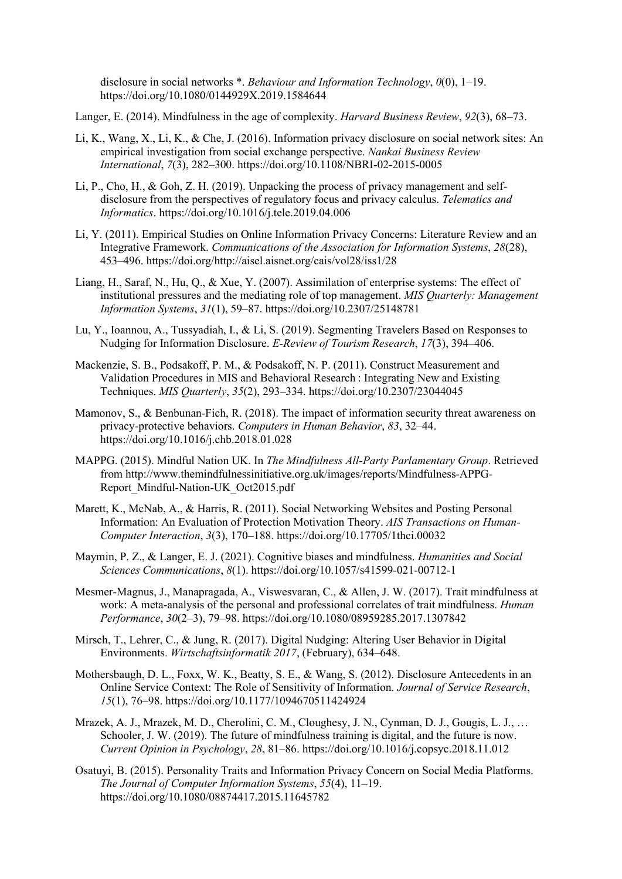disclosure in social networks *. *Behaviour and Information Technology*, *0*(0), 1–19. https://doi.org/10.1080/0144929X.2019.1584644

Langer, E. (2014). Mindfulness in the age of complexity. *Harvard Business Review*, *92*(3), 68–73.

Li, K., Wang, X., Li, K., & Che, J. (2016). Information privacy disclosure on social network sites: An empirical investigation from social exchange perspective. *Nankai Business Review International*, *7*(3), 282–300. https://doi.org/10.1108/NBRI-02-2015-0005

Li, P., Cho, H., & Goh, Z. H. (2019). Unpacking the process of privacy management and self-disclosure from the perspectives of regulatory focus and privacy calculus. *Telematics and Informatics*. https://doi.org/10.1016/j.tele.2019.04.006

Li, Y. (2011). Empirical Studies on Online Information Privacy Concerns: Literature Review and an Integrative Framework. *Communications of the Association for Information Systems*, *28*(28), 453–496. https://doi.org/http://aisel.aisnet.org/cais/vol28/iss1/28

Liang, H., Saraf, N., Hu, Q., & Xue, Y. (2007). Assimilation of enterprise systems: The effect of institutional pressures and the mediating role of top management. *MIS Quarterly: Management Information Systems*, *31*(1), 59–87. https://doi.org/10.2307/25148781

Lu, Y., Ioannou, A., Tussyadiah, I., & Li, S. (2019). Segmenting Travelers Based on Responses to Nudging for Information Disclosure. *E-Review of Tourism Research*, *17*(3), 394–406.

Mackenzie, S. B., Podsakoff, P. M., & Podsakoff, N. P. (2011). Construct Measurement and Validation Procedures in MIS and Behavioral Research : Integrating New and Existing Techniques. *MIS Quarterly*, *35*(2), 293–334. https://doi.org/10.2307/23044045

Mamonov, S., & Benbunan-Fich, R. (2018). The impact of information security threat awareness on privacy-protective behaviors. *Computers in Human Behavior*, *83*, 32–44. https://doi.org/10.1016/j.chb.2018.01.028

MAPPG. (2015). Mindful Nation UK. In *The Mindfulness All-Party Parlamentary Group*. Retrieved from http://www.themindfulnessinitiative.org.uk/images/reports/Mindfulness-APPG-Report_Mindful-Nation-UK_Oct2015.pdf

Marett, K., McNab, A., & Harris, R. (2011). Social Networking Websites and Posting Personal Information: An Evaluation of Protection Motivation Theory. *AIS Transactions on Human-Computer Interaction*, *3*(3), 170–188. https://doi.org/10.17705/1thci.00032

Maymin, P. Z., & Langer, E. J. (2021). Cognitive biases and mindfulness. *Humanities and Social Sciences Communications*, *8*(1). https://doi.org/10.1057/s41599-021-00712-1

Mesmer-Magnus, J., Manapragada, A., Viswesvaran, C., & Allen, J. W. (2017). Trait mindfulness at work: A meta-analysis of the personal and professional correlates of trait mindfulness. *Human Performance*, *30*(2–3), 79–98. https://doi.org/10.1080/08959285.2017.1307842

Mirsch, T., Lehrer, C., & Jung, R. (2017). Digital Nudging: Altering User Behavior in Digital Environments. *Wirtschaftsinformatik 2017*, (February), 634–648.

Mothersbaugh, D. L., Foxx, W. K., Beatty, S. E., & Wang, S. (2012). Disclosure Antecedents in an Online Service Context: The Role of Sensitivity of Information. *Journal of Service Research*, *15*(1), 76–98. https://doi.org/10.1177/1094670511424924

Mrazek, A. J., Mrazek, M. D., Cherolini, C. M., Cloughesy, J. N., Cynman, D. J., Gougis, L. J., … Schooler, J. W. (2019). The future of mindfulness training is digital, and the future is now. *Current Opinion in Psychology*, *28*, 81–86. https://doi.org/10.1016/j.copsyc.2018.11.012

Osatuyi, B. (2015). Personality Traits and Information Privacy Concern on Social Media Platforms. *The Journal of Computer Information Systems*, *55*(4), 11–19. https://doi.org/10.1080/08874417.2015.11645782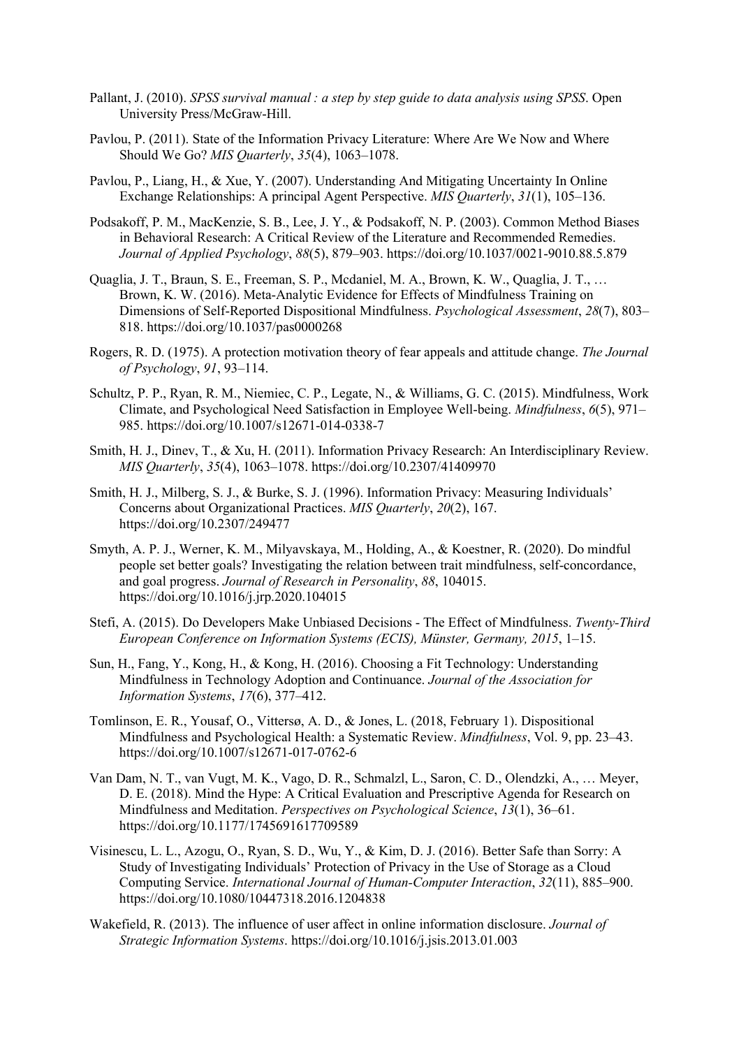Pallant, J. (2010). *SPSS survival manual : a step by step guide to data analysis using SPSS*. Open University Press/McGraw-Hill.

Pavlou, P. (2011). State of the Information Privacy Literature: Where Are We Now and Where Should We Go? *MIS Quarterly*, *35*(4), 1063–1078.

Pavlou, P., Liang, H., & Xue, Y. (2007). Understanding And Mitigating Uncertainty In Online Exchange Relationships: A principal Agent Perspective. *MIS Quarterly*, *31*(1), 105–136.

Podsakoff, P. M., MacKenzie, S. B., Lee, J. Y., & Podsakoff, N. P. (2003). Common Method Biases in Behavioral Research: A Critical Review of the Literature and Recommended Remedies. *Journal of Applied Psychology*, *88*(5), 879–903. https://doi.org/10.1037/0021-9010.88.5.879

Quaglia, J. T., Braun, S. E., Freeman, S. P., Mcdaniel, M. A., Brown, K. W., Quaglia, J. T., … Brown, K. W. (2016). Meta-Analytic Evidence for Effects of Mindfulness Training on Dimensions of Self-Reported Dispositional Mindfulness. *Psychological Assessment*, *28*(7), 803–818. https://doi.org/10.1037/pas0000268

Rogers, R. D. (1975). A protection motivation theory of fear appeals and attitude change. *The Journal of Psychology*, *91*, 93–114.

Schultz, P. P., Ryan, R. M., Niemiec, C. P., Legate, N., & Williams, G. C. (2015). Mindfulness, Work Climate, and Psychological Need Satisfaction in Employee Well-being. *Mindfulness*, *6*(5), 971–985. https://doi.org/10.1007/s12671-014-0338-7

Smith, H. J., Dinev, T., & Xu, H. (2011). Information Privacy Research: An Interdisciplinary Review. *MIS Quarterly*, *35*(4), 1063–1078. https://doi.org/10.2307/41409970

Smith, H. J., Milberg, S. J., & Burke, S. J. (1996). Information Privacy: Measuring Individuals' Concerns about Organizational Practices. *MIS Quarterly*, *20*(2), 167. https://doi.org/10.2307/249477

Smyth, A. P. J., Werner, K. M., Milyavskaya, M., Holding, A., & Koestner, R. (2020). Do mindful people set better goals? Investigating the relation between trait mindfulness, self-concordance, and goal progress. *Journal of Research in Personality*, *88*, 104015. https://doi.org/10.1016/j.jrp.2020.104015

Stefi, A. (2015). Do Developers Make Unbiased Decisions - The Effect of Mindfulness. *Twenty-Third European Conference on Information Systems (ECIS), Münster, Germany, 2015*, 1–15.

Sun, H., Fang, Y., Kong, H., & Kong, H. (2016). Choosing a Fit Technology: Understanding Mindfulness in Technology Adoption and Continuance. *Journal of the Association for Information Systems*, *17*(6), 377–412.

Tomlinson, E. R., Yousaf, O., Vittersø, A. D., & Jones, L. (2018, February 1). Dispositional Mindfulness and Psychological Health: a Systematic Review. *Mindfulness*, Vol. 9, pp. 23–43. https://doi.org/10.1007/s12671-017-0762-6

Van Dam, N. T., van Vugt, M. K., Vago, D. R., Schmalzl, L., Saron, C. D., Olendzki, A., … Meyer, D. E. (2018). Mind the Hype: A Critical Evaluation and Prescriptive Agenda for Research on Mindfulness and Meditation. *Perspectives on Psychological Science*, *13*(1), 36–61. https://doi.org/10.1177/1745691617709589

Visinescu, L. L., Azogu, O., Ryan, S. D., Wu, Y., & Kim, D. J. (2016). Better Safe than Sorry: A Study of Investigating Individuals' Protection of Privacy in the Use of Storage as a Cloud Computing Service. *International Journal of Human-Computer Interaction*, *32*(11), 885–900. https://doi.org/10.1080/10447318.2016.1204838

Wakefield, R. (2013). The influence of user affect in online information disclosure. *Journal of Strategic Information Systems*. https://doi.org/10.1016/j.jsis.2013.01.003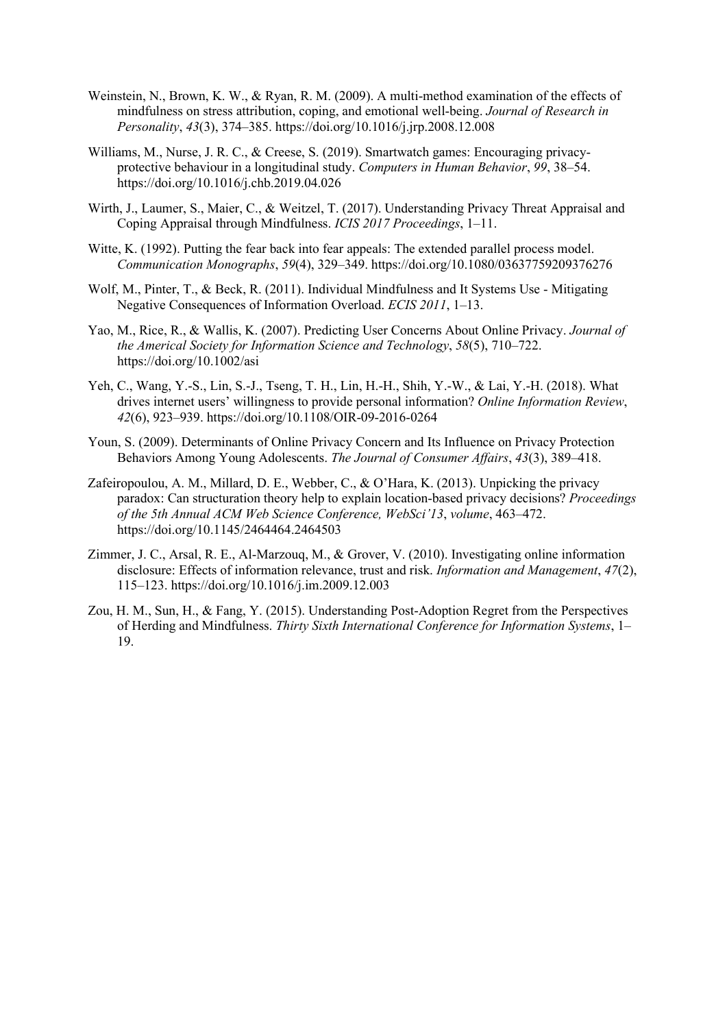Weinstein, N., Brown, K. W., & Ryan, R. M. (2009). A multi-method examination of the effects of mindfulness on stress attribution, coping, and emotional well-being. *Journal of Research in Personality*, *43*(3), 374–385. https://doi.org/10.1016/j.jrp.2008.12.008

Williams, M., Nurse, J. R. C., & Creese, S. (2019). Smartwatch games: Encouraging privacy-protective behaviour in a longitudinal study. *Computers in Human Behavior*, *99*, 38–54. https://doi.org/10.1016/j.chb.2019.04.026

Wirth, J., Laumer, S., Maier, C., & Weitzel, T. (2017). Understanding Privacy Threat Appraisal and Coping Appraisal through Mindfulness. *ICIS 2017 Proceedings*, 1–11.

Witte, K. (1992). Putting the fear back into fear appeals: The extended parallel process model. *Communication Monographs*, *59*(4), 329–349. https://doi.org/10.1080/03637759209376276

Wolf, M., Pinter, T., & Beck, R. (2011). Individual Mindfulness and It Systems Use - Mitigating Negative Consequences of Information Overload. *ECIS 2011*, 1–13.

Yao, M., Rice, R., & Wallis, K. (2007). Predicting User Concerns About Online Privacy. *Journal of the Americal Society for Information Science and Technology*, *58*(5), 710–722. https://doi.org/10.1002/asi

Yeh, C., Wang, Y.-S., Lin, S.-J., Tseng, T. H., Lin, H.-H., Shih, Y.-W., & Lai, Y.-H. (2018). What drives internet users' willingness to provide personal information? *Online Information Review*, *42*(6), 923–939. https://doi.org/10.1108/OIR-09-2016-0264

Youn, S. (2009). Determinants of Online Privacy Concern and Its Influence on Privacy Protection Behaviors Among Young Adolescents. *The Journal of Consumer Affairs*, *43*(3), 389–418.

Zafeiropoulou, A. M., Millard, D. E., Webber, C., & O'Hara, K. (2013). Unpicking the privacy paradox: Can structuration theory help to explain location-based privacy decisions? *Proceedings of the 5th Annual ACM Web Science Conference, WebSci'13*, *volume*, 463–472. https://doi.org/10.1145/2464464.2464503

Zimmer, J. C., Arsal, R. E., Al-Marzouq, M., & Grover, V. (2010). Investigating online information disclosure: Effects of information relevance, trust and risk. *Information and Management*, *47*(2), 115–123. https://doi.org/10.1016/j.im.2009.12.003

Zou, H. M., Sun, H., & Fang, Y. (2015). Understanding Post-Adoption Regret from the Perspectives of Herding and Mindfulness. *Thirty Sixth International Conference for Information Systems*, 1–19.